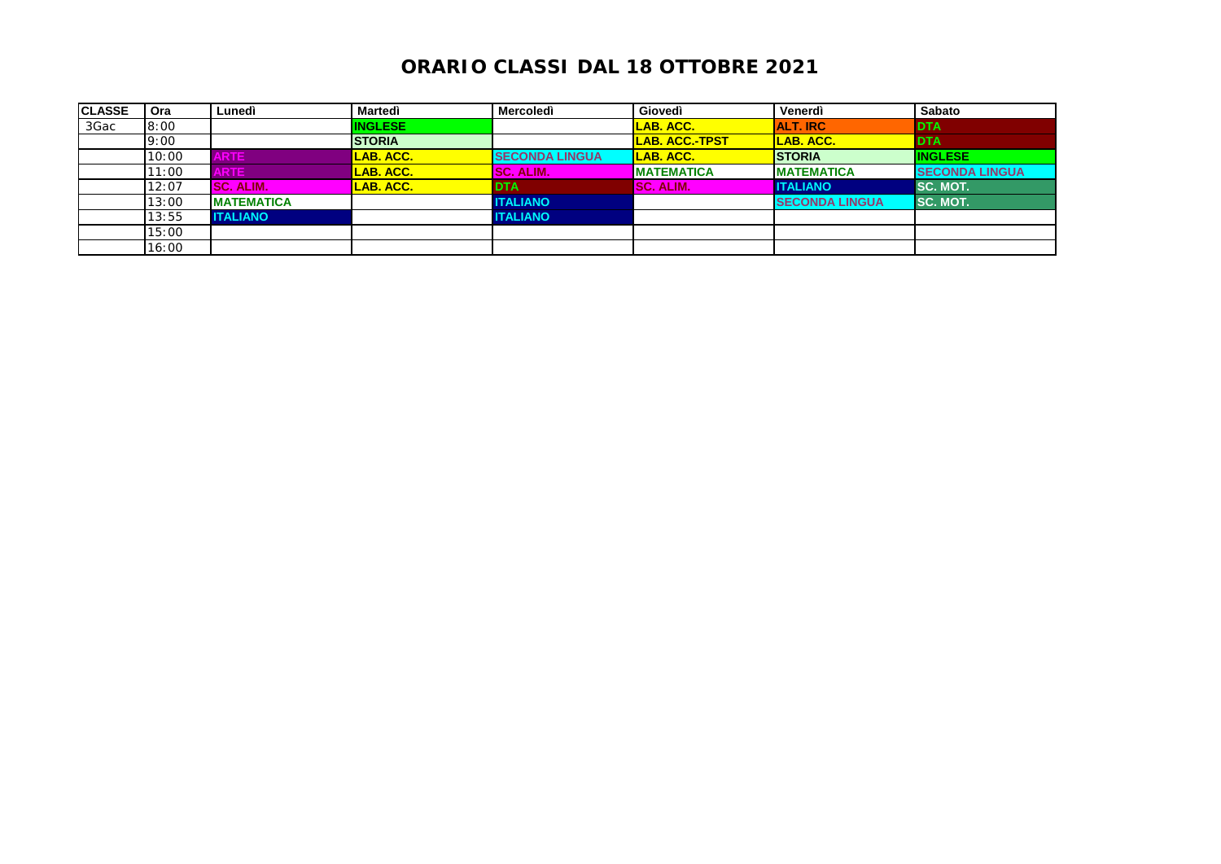# ORARIO CLASSI DAL 18 OTTOBRE 2021

| CLASSE | Ora | Lunedì | Martedì | Mercoledì | Giovedì | Venerdì | Sabato |
|---|---|---|---|---|---|---|---|
| 3Gac | 8:00 | | INGLESE | | LAB. ACC. | ALT. IRC | DTA |
| | 9:00 | | STORIA | | LAB. ACC.-TPST | LAB. ACC. | DTA |
| | 10:00 | ARTE | LAB. ACC. | SECONDA LINGUA | LAB. ACC. | STORIA | INGLESE |
| | 11:00 | ARTE | LAB. ACC. | SC. ALIM. | MATEMATICA | MATEMATICA | SECONDA LINGUA |
| | 12:07 | SC. ALIM. | LAB. ACC. | DTA | SC. ALIM. | ITALIANO | SC. MOT. |
| | 13:00 | MATEMATICA | | ITALIANO | | SECONDA LINGUA | SC. MOT. |
| | 13:55 | ITALIANO | | ITALIANO | | | |
| | 15:00 | | | | | | |
| | 16:00 | | | | | | |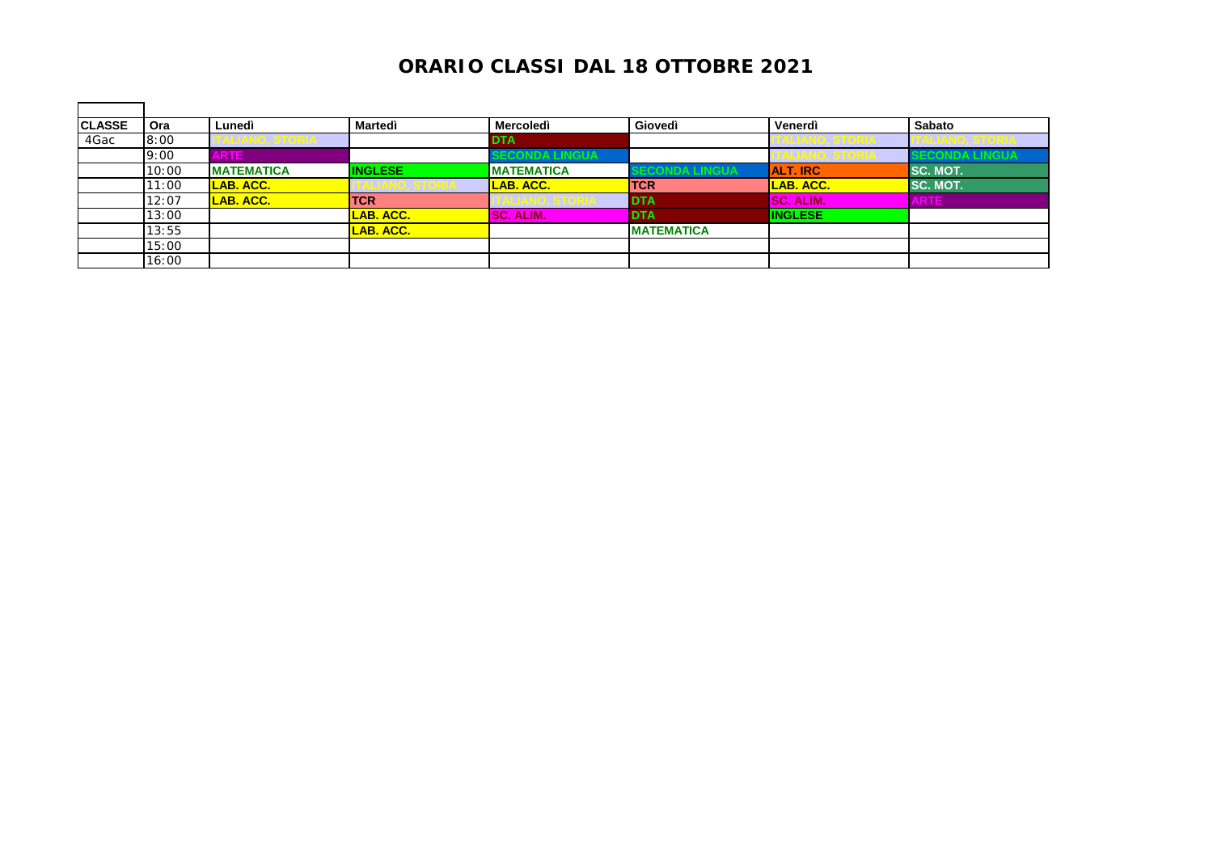# ORARIO CLASSI DAL 18 OTTOBRE 2021

| CLASSE | Ora | Lunedì | Martedì | Mercoledì | Giovedì | Venerdì | Sabato |
|---|---|---|---|---|---|---|---|
| 4Gac | 8:00 | ITALIANO, STORIA | | DTA | | ITALIANO, STORIA | ITALIANO, STORIA |
| | 9:00 | ARTE | | SECONDA LINGUA | | ITALIANO, STORIA | SECONDA LINGUA |
| | 10:00 | MATEMATICA | INGLESE | MATEMATICA | SECONDA LINGUA | ALT. IRC | SC. MOT. |
| | 11:00 | LAB. ACC. | ITALIANO, STORIA | LAB. ACC. | TCR | LAB. ACC. | SC. MOT. |
| | 12:07 | LAB. ACC. | TCR | ITALIANO, STORIA | DTA | SC. ALIM. | ARTE |
| | 13:00 | | LAB. ACC. | SC. ALIM. | DTA | INGLESE | |
| | 13:55 | | LAB. ACC. | | MATEMATICA | | |
| | 15:00 | | | | | | |
| | 16:00 | | | | | | |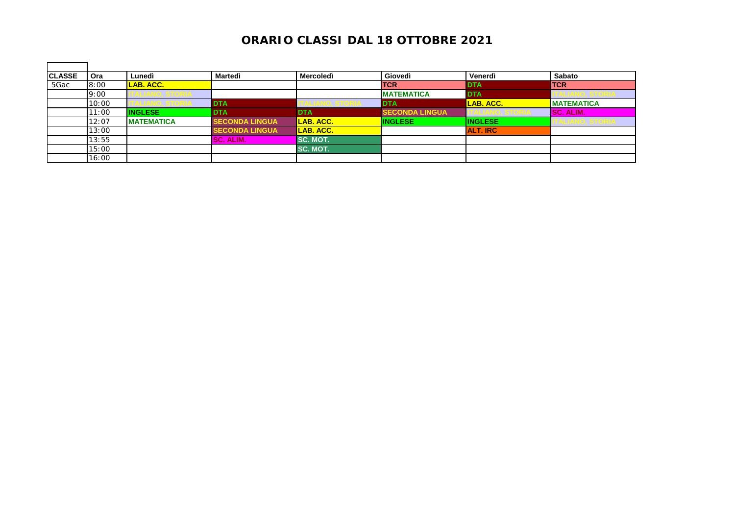# ORARIO CLASSI DAL 18 OTTOBRE 2021

| CLASSE | Ora | Lunedì | Martedì | Mercoledì | Giovedì | Venerdì | Sabato |
|---|---|---|---|---|---|---|---|
| 5Gac | 8:00 | LAB. ACC. | | | TCR | DTA | TCR |
| | 9:00 | ITALIANO, STORIA | | | MATEMATICA | DTA | ITALIANO, STORIA |
| | 10:00 | ITALIANO, STORIA | DTA | ITALIANO, STORIA | DTA | LAB. ACC. | MATEMATICA |
| | 11:00 | INGLESE | DTA | DTA | SECONDA LINGUA | ITALIANO, STORIA | SC. ALIM. |
| | 12:07 | MATEMATICA | SECONDA LINGUA | LAB. ACC. | INGLESE | INGLESE | ITALIANO, STORIA |
| | 13:00 | | SECONDA LINGUA | LAB. ACC. | | ALT. IRC | |
| | 13:55 | | SC. ALIM. | SC. MOT. | | | |
| | 15:00 | | | SC. MOT. | | | |
| | 16:00 | | | | | | |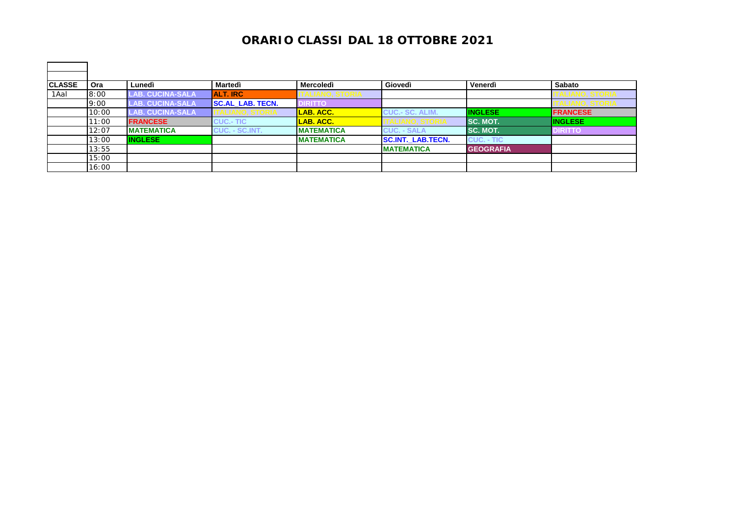# ORARIO CLASSI DAL 18 OTTOBRE 2021

| CLASSE | Ora | Lunedì | Martedì | Mercoledì | Giovedì | Venerdì | Sabato |
|---|---|---|---|---|---|---|---|
| 1Aal | 8:00 | LAB. CUCINA-SALA | ALT. IRC | ITALIANO, STORIA | | | ITALIANO, STORIA |
| | 9:00 | LAB. CUCINA-SALA | SC.AL_LAB. TECN. | DIRITTO | | | ITALIANO, STORIA |
| | 10:00 | LAB. CUCINA-SALA | ITALIANO, STORIA | LAB. ACC. | CUC.- SC. ALIM. | INGLESE | FRANCESE |
| | 11:00 | FRANCESE | CUC.- TIC | LAB. ACC. | ITALIANO, STORIA | SC. MOT. | INGLESE |
| | 12:07 | MATEMATICA | CUC. - SC.INT. | MATEMATICA | CUC. - SALA | SC. MOT. | DIRITTO |
| | 13:00 | INGLESE | | MATEMATICA | SC.INT._LAB.TECN. | CUC. - TIC | |
| | 13:55 | | | | MATEMATICA | GEOGRAFIA | |
| | 15:00 | | | | | | |
| | 16:00 | | | | | | |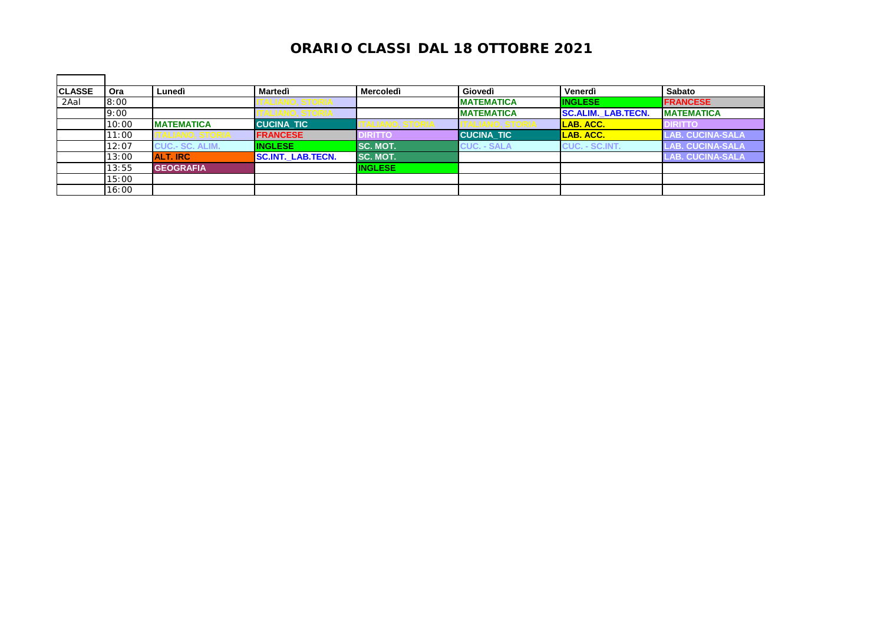# ORARIO CLASSI DAL 18 OTTOBRE 2021

| CLASSE | Ora | Lunedì | Martedì | Mercoledì | Giovedì | Venerdì | Sabato |
|---|---|---|---|---|---|---|---|
| 2Aal | 8:00 | | ITALIANO, STORIA | | MATEMATICA | INGLESE | FRANCESE |
| | 9:00 | | ITALIANO, STORIA | | MATEMATICA | SC.ALIM._LAB.TECN. | MATEMATICA |
| | 10:00 | MATEMATICA | CUCINA_TIC | ITALIANO, STORIA | ITALIANO, STORIA | LAB. ACC. | DIRITTO |
| | 11:00 | ITALIANO, STORIA | FRANCESE | DIRITTO | CUCINA_TIC | LAB. ACC. | LAB. CUCINA-SALA |
| | 12:07 | CUC.- SC. ALIM. | INGLESE | SC. MOT. | CUC. - SALA | CUC. - SC.INT. | LAB. CUCINA-SALA |
| | 13:00 | ALT. IRC | SC.INT._LAB.TECN. | SC. MOT. | | | LAB. CUCINA-SALA |
| | 13:55 | GEOGRAFIA | | INGLESE | | | |
| | 15:00 | | | | | | |
| | 16:00 | | | | | | |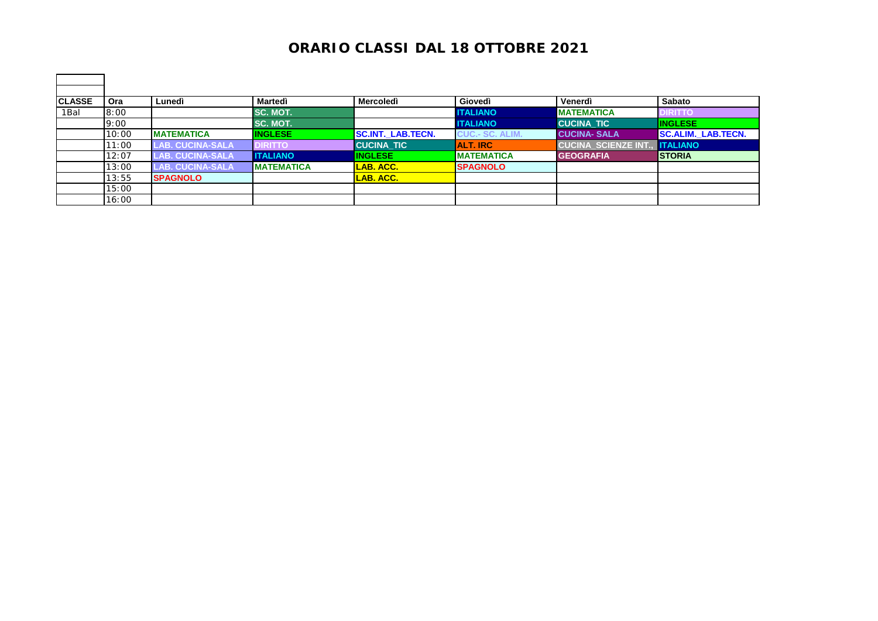# ORARIO CLASSI DAL 18 OTTOBRE 2021

| CLASSE | Ora | Lunedì | Martedì | Mercoledì | Giovedì | Venerdì | Sabato |
|---|---|---|---|---|---|---|---|
| 1Bal | 8:00 | | SC. MOT. | | ITALIANO | MATEMATICA | DIRITTO |
| | 9:00 | | SC. MOT. | | ITALIANO | CUCINA_TIC | INGLESE |
| | 10:00 | MATEMATICA | INGLESE | SC.INT._LAB.TECN. | CUC.- SC. ALIM. | CUCINA- SALA | SC.ALIM._LAB.TECN. |
| | 11:00 | LAB. CUCINA-SALA | DIRITTO | CUCINA_TIC | ALT. IRC | CUCINA_SCIENZE INT. | ITALIANO |
| | 12:07 | LAB. CUCINA-SALA | ITALIANO | INGLESE | MATEMATICA | GEOGRAFIA | STORIA |
| | 13:00 | LAB. CUCINA-SALA | MATEMATICA | LAB. ACC. | SPAGNOLO | | |
| | 13:55 | SPAGNOLO | | LAB. ACC. | | | |
| | 15:00 | | | | | | |
| | 16:00 | | | | | | |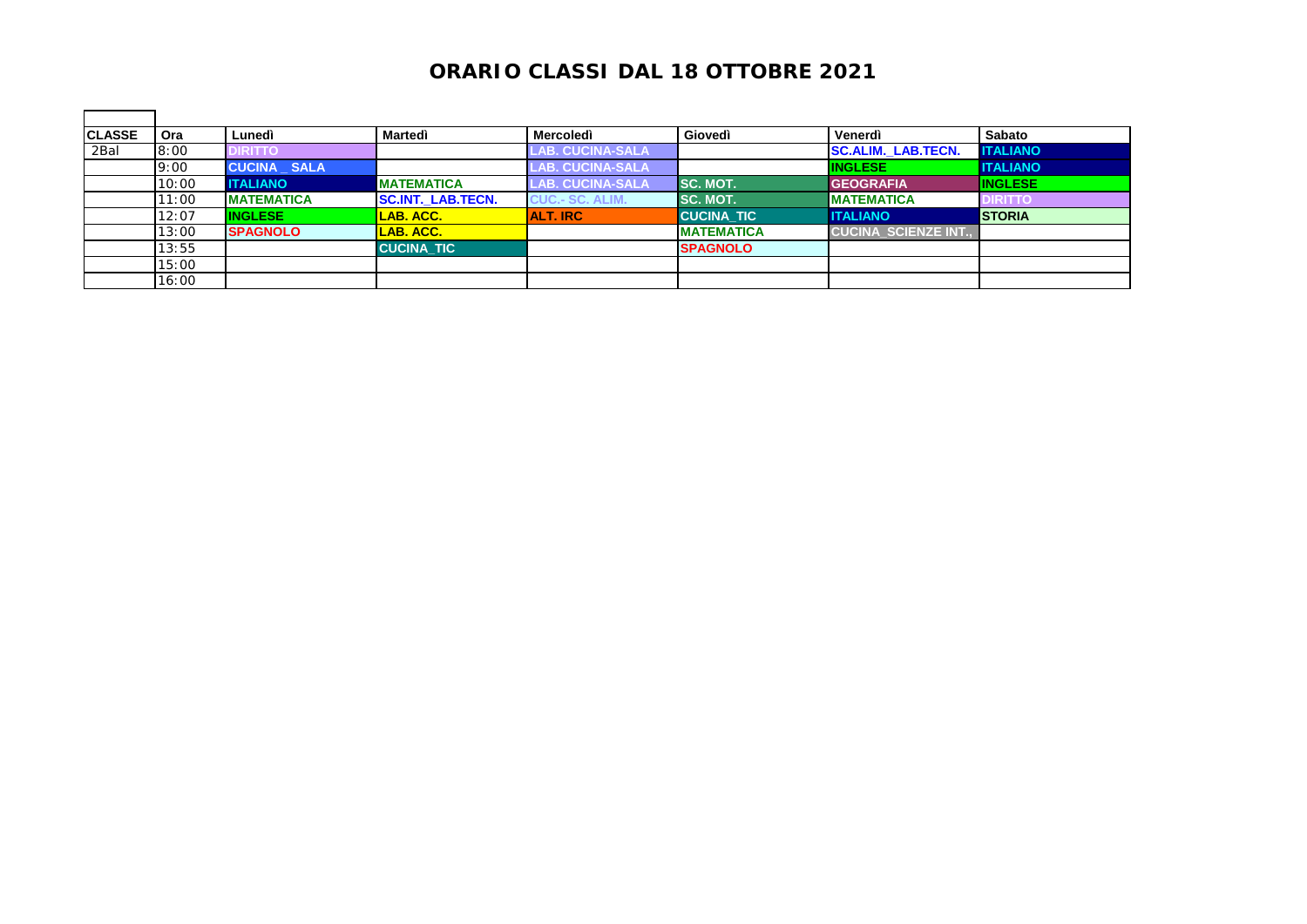# ORARIO CLASSI DAL 18 OTTOBRE 2021

| CLASSE | Ora | Lunedì | Martedì | Mercoledì | Giovedì | Venerdì | Sabato |
|---|---|---|---|---|---|---|---|
| 2Bal | 8:00 | DIRITTO | | LAB. CUCINA-SALA | | SC.ALIM._LAB.TECN. | ITALIANO |
| | 9:00 | CUCINA _ SALA | | LAB. CUCINA-SALA | | INGLESE | ITALIANO |
| | 10:00 | ITALIANO | MATEMATICA | LAB. CUCINA-SALA | SC. MOT. | GEOGRAFIA | INGLESE |
| | 11:00 | MATEMATICA | SC.INT._LAB.TECN. | CUC.- SC. ALIM. | SC. MOT. | MATEMATICA | DIRITTO |
| | 12:07 | INGLESE | LAB. ACC. | ALT. IRC | CUCINA_TIC | ITALIANO | STORIA |
| | 13:00 | SPAGNOLO | LAB. ACC. | | MATEMATICA | CUCINA_SCIENZE INT., | |
| | 13:55 | | CUCINA_TIC | | SPAGNOLO | | |
| | 15:00 | | | | | | |
| | 16:00 | | | | | | |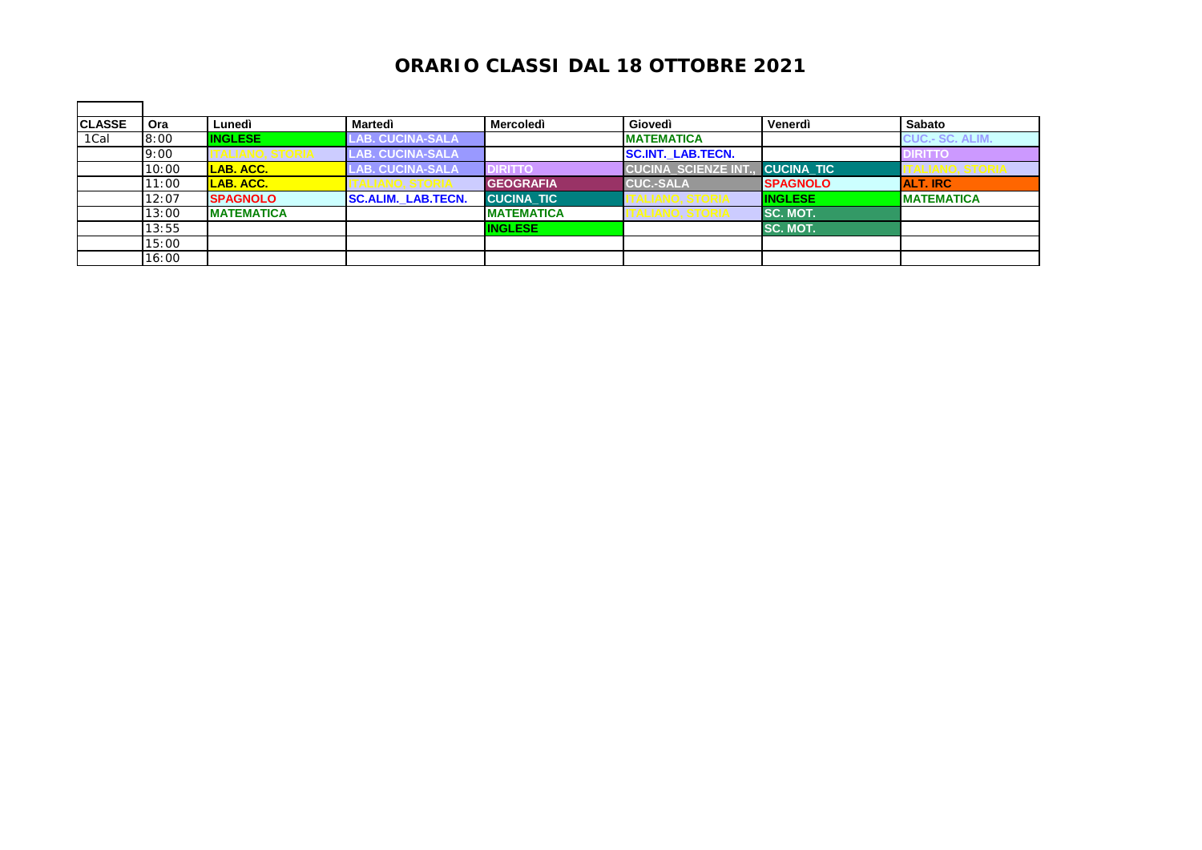# ORARIO CLASSI DAL 18 OTTOBRE 2021

| CLASSE | Ora | Lunedì | Martedì | Mercoledì | Giovedì | Venerdì | Sabato |
|---|---|---|---|---|---|---|---|
| 1Cal | 8:00 | INGLESE | LAB. CUCINA-SALA | | MATEMATICA | | CUC.- SC. ALIM. |
| | 9:00 | ITALIANO, STORIA | LAB. CUCINA-SALA | | SC.INT._LAB.TECN. | | DIRITTO |
| | 10:00 | LAB. ACC. | LAB. CUCINA-SALA | DIRITTO | CUCINA_SCIENZE INT., | CUCINA_TIC | ITALIANO, STORIA |
| | 11:00 | LAB. ACC. | ITALIANO, STORIA | GEOGRAFIA | CUC.-SALA | SPAGNOLO | ALT. IRC |
| | 12:07 | SPAGNOLO | SC.ALIM._LAB.TECN. | CUCINA_TIC | ITALIANO, STORIA | INGLESE | MATEMATICA |
| | 13:00 | MATEMATICA | | MATEMATICA | ITALIANO, STORIA | SC. MOT. | |
| | 13:55 | | | INGLESE | | SC. MOT. | |
| | 15:00 | | | | | | |
| | 16:00 | | | | | | |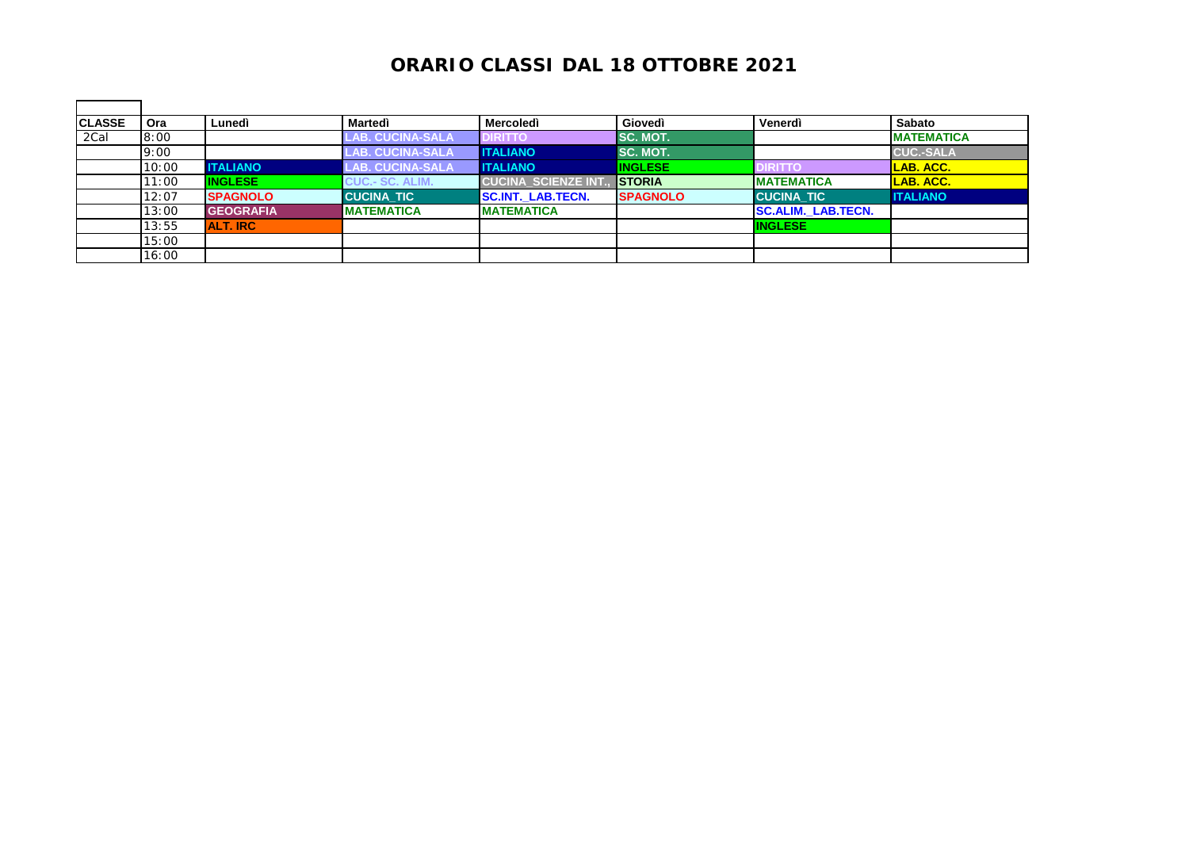# ORARIO CLASSI DAL 18 OTTOBRE 2021

| CLASSE | Ora | Lunedì | Martedì | Mercoledì | Giovedì | Venerdì | Sabato |
|---|---|---|---|---|---|---|---|
| 2Cal | 8:00 | | LAB. CUCINA-SALA | DIRITTO | SC. MOT. | | MATEMATICA |
| | 9:00 | | LAB. CUCINA-SALA | ITALIANO | SC. MOT. | | CUC.-SALA |
| | 10:00 | ITALIANO | LAB. CUCINA-SALA | ITALIANO | INGLESE | DIRITTO | LAB. ACC. |
| | 11:00 | INGLESE | CUC.- SC. ALIM. | CUCINA_SCIENZE INT., | STORIA | MATEMATICA | LAB. ACC. |
| | 12:07 | SPAGNOLO | CUCINA_TIC | SC.INT._LAB.TECN. | SPAGNOLO | CUCINA_TIC | ITALIANO |
| | 13:00 | GEOGRAFIA | MATEMATICA | MATEMATICA | | SC.ALIM._LAB.TECN. | |
| | 13:55 | ALT. IRC | | | | INGLESE | |
| | 15:00 | | | | | | |
| | 16:00 | | | | | | |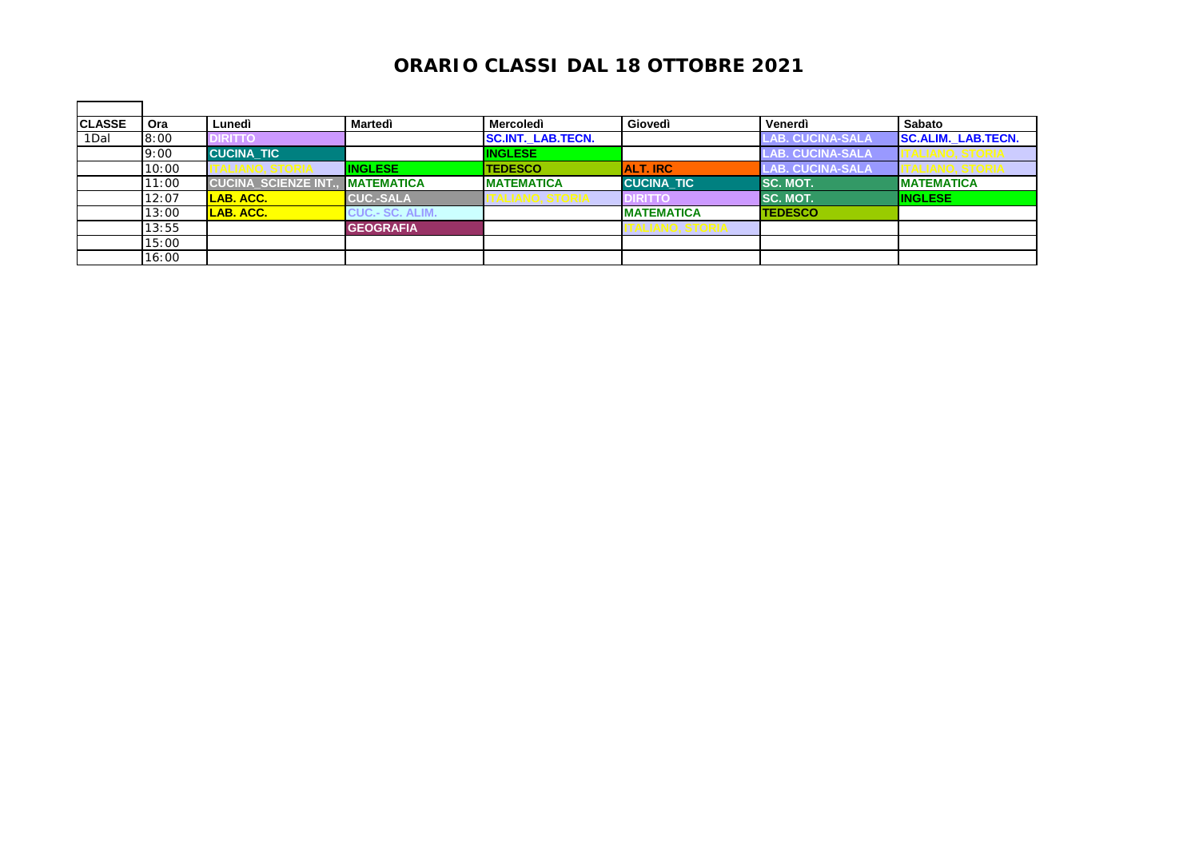# ORARIO CLASSI DAL 18 OTTOBRE 2021

| CLASSE | Ora | Lunedì | Martedì | Mercoledì | Giovedì | Venerdì | Sabato |
|---|---|---|---|---|---|---|---|
| 1Dal | 8:00 | DIRITTO | | SC.INT._LAB.TECN. | | LAB. CUCINA-SALA | SC.ALIM._LAB.TECN. |
| | 9:00 | CUCINA_TIC | | INGLESE | | LAB. CUCINA-SALA | ITALIANO, STORIA |
| | 10:00 | ITALIANO, STORIA | INGLESE | TEDESCO | ALT. IRC | LAB. CUCINA-SALA | ITALIANO, STORIA |
| | 11:00 | CUCINA_SCIENZE INT., | MATEMATICA | MATEMATICA | CUCINA_TIC | SC. MOT. | MATEMATICA |
| | 12:07 | LAB. ACC. | CUC.-SALA | ITALIANO, STORIA | DIRITTO | SC. MOT. | INGLESE |
| | 13:00 | LAB. ACC. | CUC.- SC. ALIM. | | MATEMATICA | TEDESCO | |
| | 13:55 | | GEOGRAFIA | | ITALIANO, STORIA | | |
| | 15:00 | | | | | | |
| | 16:00 | | | | | | |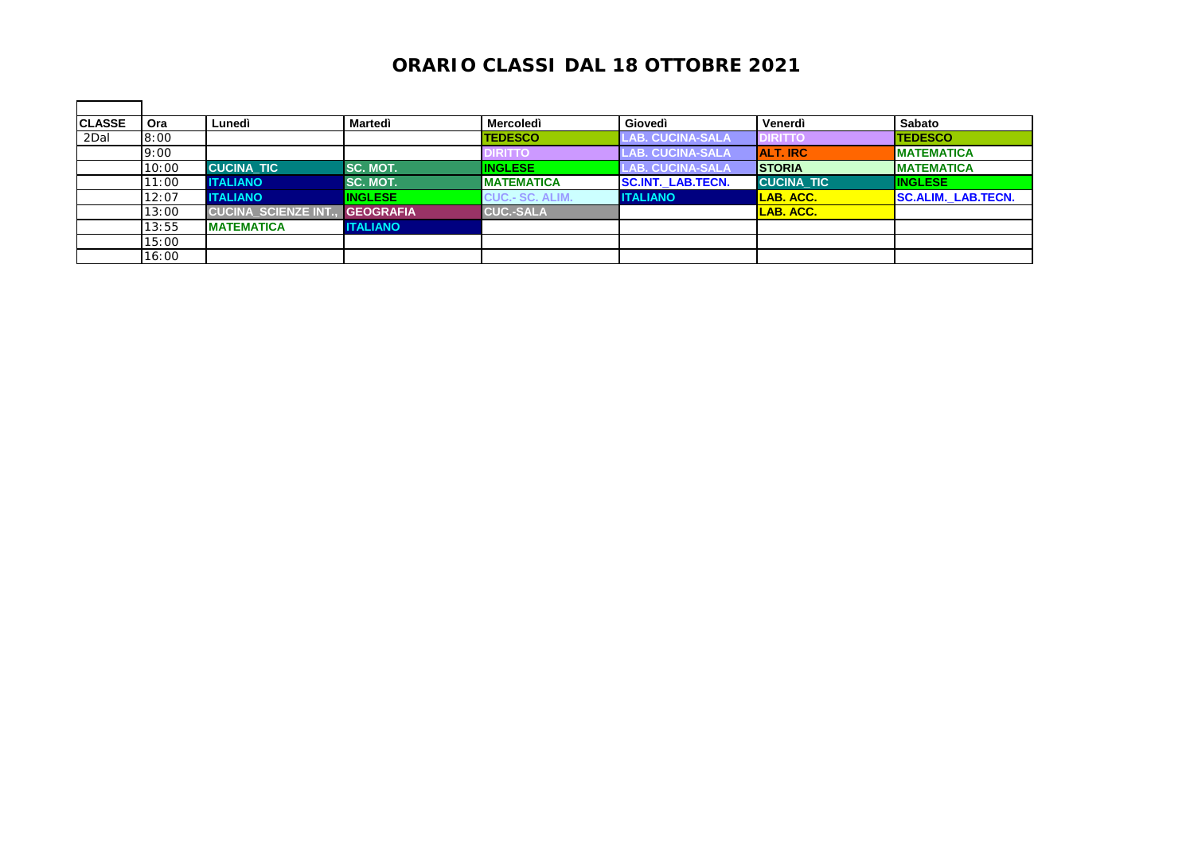# ORARIO CLASSI DAL 18 OTTOBRE 2021

| CLASSE | Ora | Lunedì | Martedì | Mercoledì | Giovedì | Venerdì | Sabato |
|---|---|---|---|---|---|---|---|
| 2Dal | 8:00 | | | TEDESCO | LAB. CUCINA-SALA | DIRITTO | TEDESCO |
| | 9:00 | | | DIRITTO | LAB. CUCINA-SALA | ALT. IRC | MATEMATICA |
| | 10:00 | CUCINA_TIC | SC. MOT. | INGLESE | LAB. CUCINA-SALA | STORIA | MATEMATICA |
| | 11:00 | ITALIANO | SC. MOT. | MATEMATICA | SC.INT._LAB.TECN. | CUCINA_TIC | INGLESE |
| | 12:07 | ITALIANO | INGLESE | CUC.- SC. ALIM. | ITALIANO | LAB. ACC. | SC.ALIM._LAB.TECN. |
| | 13:00 | CUCINA_SCIENZE INT., | GEOGRAFIA | CUC.-SALA | | LAB. ACC. | |
| | 13:55 | MATEMATICA | ITALIANO | | | | |
| | 15:00 | | | | | | |
| | 16:00 | | | | | | |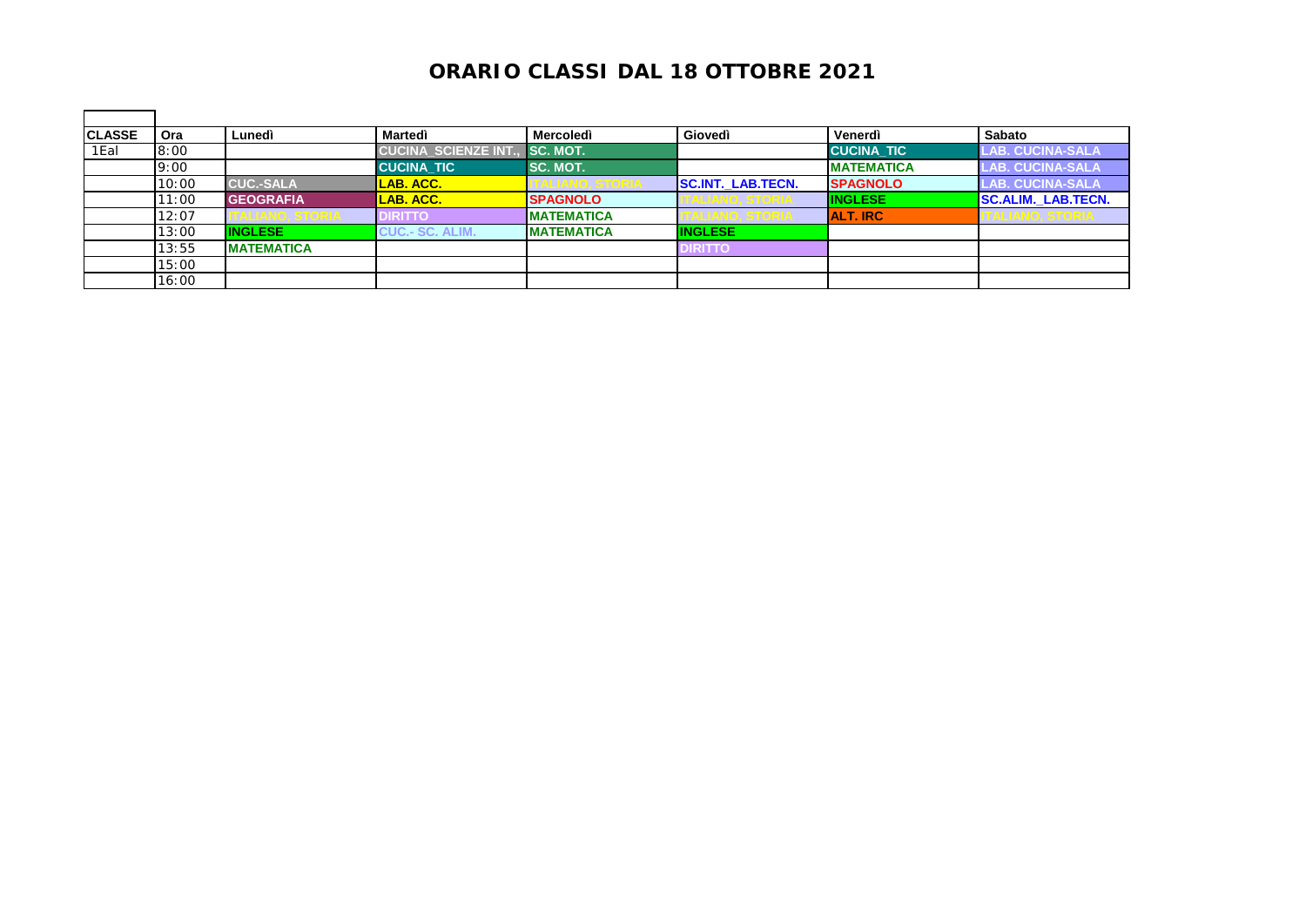# ORARIO CLASSI DAL 18 OTTOBRE 2021

| CLASSE | Ora | Lunedì | Martedì | Mercoledì | Giovedì | Venerdì | Sabato |
|---|---|---|---|---|---|---|---|
| 1Eal | 8:00 | | CUCINA_SCIENZE INT., | SC. MOT. | | CUCINA_TIC | LAB. CUCINA-SALA |
| | 9:00 | | CUCINA_TIC | SC. MOT. | | MATEMATICA | LAB. CUCINA-SALA |
| | 10:00 | CUC.-SALA | LAB. ACC. | ITALIANO, STORIA | SC.INT._LAB.TECN. | SPAGNOLO | LAB. CUCINA-SALA |
| | 11:00 | GEOGRAFIA | LAB. ACC. | SPAGNOLO | ITALIANO, STORIA | INGLESE | SC.ALIM._LAB.TECN. |
| | 12:07 | ITALIANO, STORIA | DIRITTO | MATEMATICA | ITALIANO, STORIA | ALT. IRC | ITALIANO, STORIA |
| | 13:00 | INGLESE | CUC.- SC. ALIM. | MATEMATICA | INGLESE | | |
| | 13:55 | MATEMATICA | | | DIRITTO | | |
| | 15:00 | | | | | | |
| | 16:00 | | | | | | |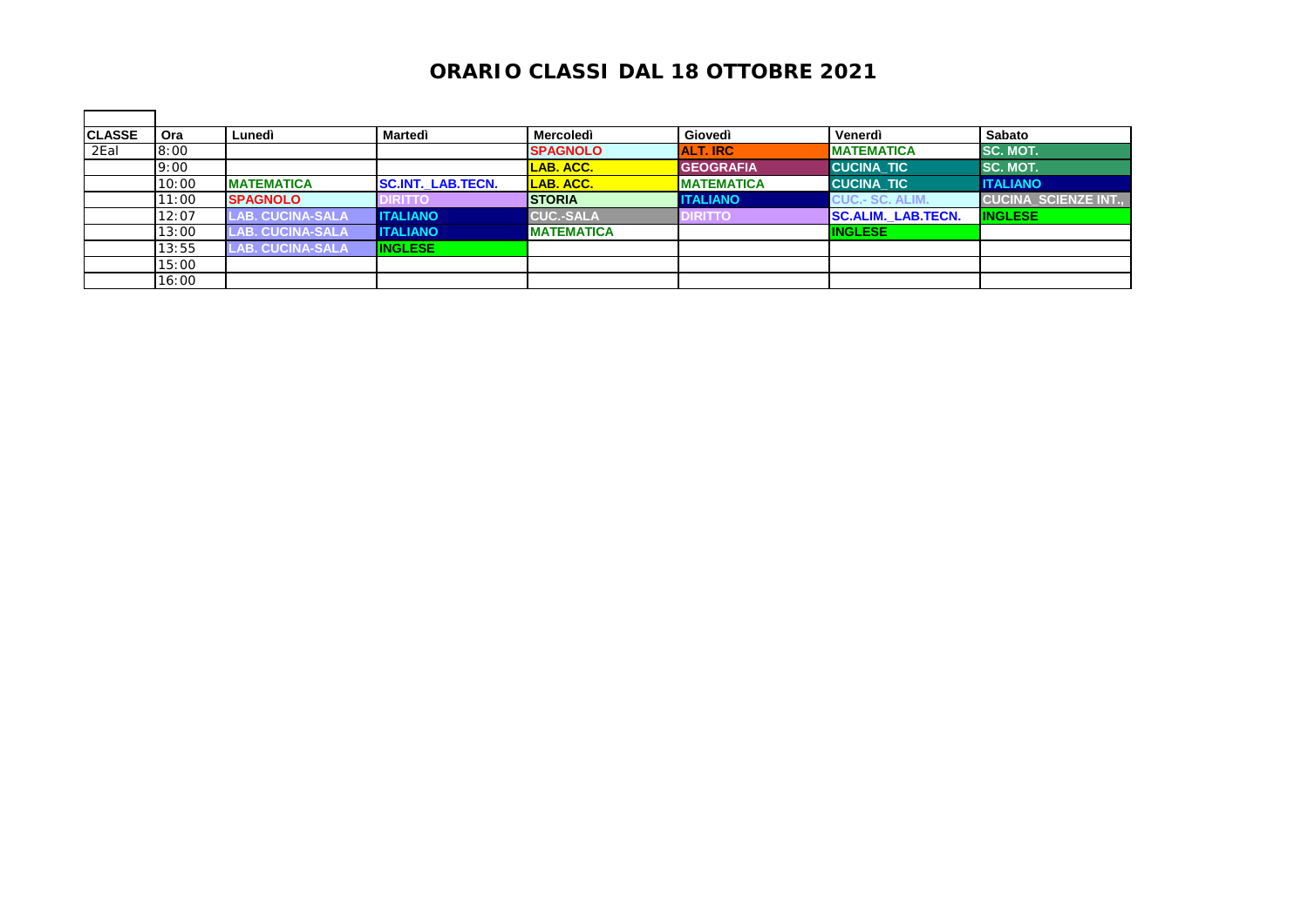# ORARIO CLASSI DAL 18 OTTOBRE 2021

| CLASSE | Ora | Lunedì | Martedì | Mercoledì | Giovedì | Venerdì | Sabato |
|---|---|---|---|---|---|---|---|
| 2Eal | 8:00 | | | SPAGNOLO | ALT. IRC | MATEMATICA | SC. MOT. |
| | 9:00 | | | LAB. ACC. | GEOGRAFIA | CUCINA_TIC | SC. MOT. |
| | 10:00 | MATEMATICA | SC.INT._LAB.TECN. | LAB. ACC. | MATEMATICA | CUCINA_TIC | ITALIANO |
| | 11:00 | SPAGNOLO | DIRITTO | STORIA | ITALIANO | CUC.- SC. ALIM. | CUCINA_SCIENZE INT., |
| | 12:07 | LAB. CUCINA-SALA | ITALIANO | CUC.-SALA | DIRITTO | SC.ALIM._LAB.TECN. | INGLESE |
| | 13:00 | LAB. CUCINA-SALA | ITALIANO | MATEMATICA | | INGLESE | |
| | 13:55 | LAB. CUCINA-SALA | INGLESE | | | | |
| | 15:00 | | | | | | |
| | 16:00 | | | | | | |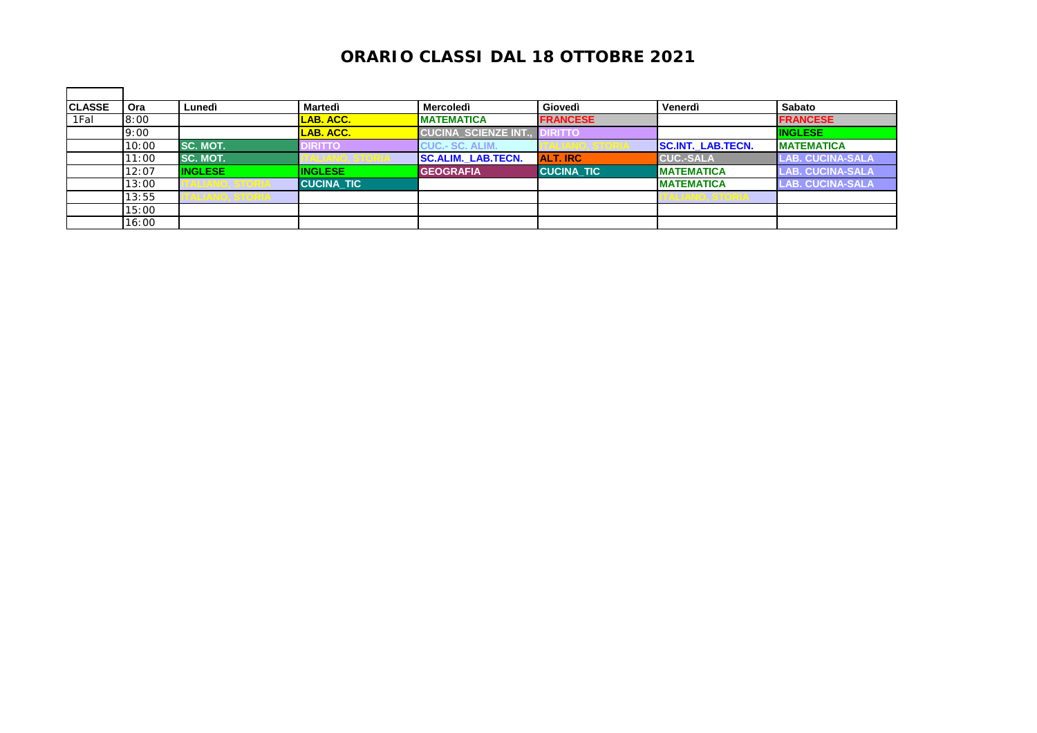# ORARIO CLASSI DAL 18 OTTOBRE 2021

| CLASSE | Ora | Lunedì | Martedì | Mercoledì | Giovedì | Venerdì | Sabato |
|---|---|---|---|---|---|---|---|
| 1Fal | 8:00 | | LAB. ACC. | MATEMATICA | FRANCESE | | FRANCESE |
| | 9:00 | | LAB. ACC. | CUCINA_SCIENZE INT., | DIRITTO | | INGLESE |
| | 10:00 | SC. MOT. | DIRITTO | CUC.- SC. ALIM. | ITALIANO, STORIA | SC.INT._LAB.TECN. | MATEMATICA |
| | 11:00 | SC. MOT. | ITALIANO, STORIA | SC.ALIM._LAB.TECN. | ALT. IRC | CUC.-SALA | LAB. CUCINA-SALA |
| | 12:07 | INGLESE | INGLESE | GEOGRAFIA | CUCINA_TIC | MATEMATICA | LAB. CUCINA-SALA |
| | 13:00 | ITALIANO, STORIA | CUCINA_TIC | | | MATEMATICA | LAB. CUCINA-SALA |
| | 13:55 | ITALIANO, STORIA | | | | ITALIANO, STORIA | |
| | 15:00 | | | | | | |
| | 16:00 | | | | | | |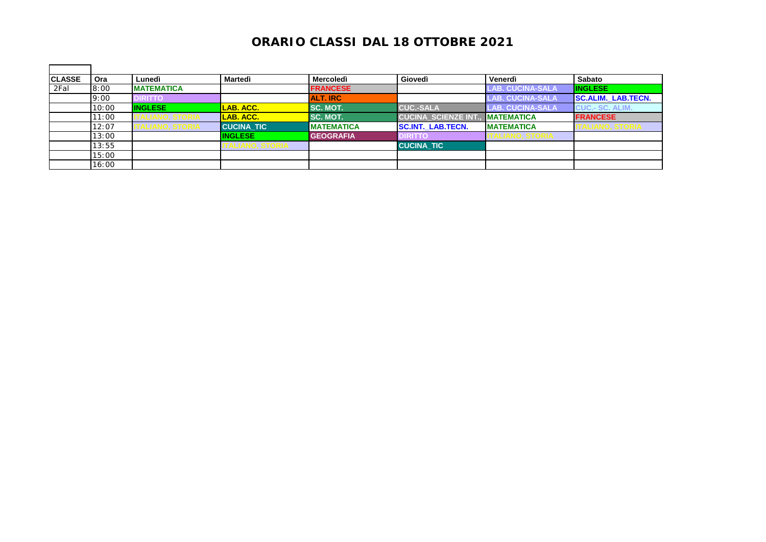# ORARIO CLASSI DAL 18 OTTOBRE 2021

| CLASSE | Ora | Lunedì | Martedì | Mercoledì | Giovedì | Venerdì | Sabato |
|---|---|---|---|---|---|---|---|
| 2Fal | 8:00 | MATEMATICA | | FRANCESE | | LAB. CUCINA-SALA | INGLESE |
| | 9:00 | DIRITTO | | ALT. IRC | | LAB. CUCINA-SALA | SC.ALIM._LAB.TECN. |
| | 10:00 | INGLESE | LAB. ACC. | SC. MOT. | CUC.-SALA | LAB. CUCINA-SALA | CUC.- SC. ALIM. |
| | 11:00 | ITALIANO, STORIA | LAB. ACC. | SC. MOT. | CUCINA_SCIENZE INT., | MATEMATICA | FRANCESE |
| | 12:07 | ITALIANO, STORIA | CUCINA_TIC | MATEMATICA | SC.INT._LAB.TECN. | MATEMATICA | ITALIANO, STORIA |
| | 13:00 | | INGLESE | GEOGRAFIA | DIRITTO | ITALIANO, STORIA | |
| | 13:55 | | ITALIANO, STORIA | | CUCINA_TIC | | |
| | 15:00 | | | | | | |
| | 16:00 | | | | | | |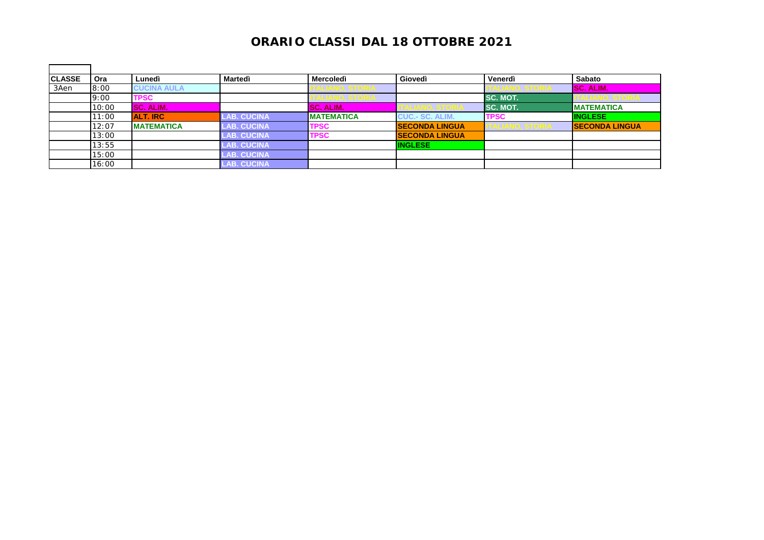# ORARIO CLASSI DAL 18 OTTOBRE 2021

| CLASSE | Ora | Lunedì | Martedì | Mercoledì | Giovedì | Venerdì | Sabato |
|---|---|---|---|---|---|---|---|
| 3Aen | 8:00 | CUCINA AULA | | ITALIANO, STORIA | | ITALIANO, STORIA | SC. ALIM. |
| | 9:00 | TPSC | | ITALIANO, STORIA | | SC. MOT. | ITALIANO, STORIA |
| | 10:00 | SC. ALIM. | | SC. ALIM. | ITALIANO, STORIA | SC. MOT. | MATEMATICA |
| | 11:00 | ALT. IRC | LAB. CUCINA | MATEMATICA | CUC.- SC. ALIM. | TPSC | INGLESE |
| | 12:07 | MATEMATICA | LAB. CUCINA | TPSC | SECONDA LINGUA | ITALIANO, STORIA | SECONDA LINGUA |
| | 13:00 | | LAB. CUCINA | TPSC | SECONDA LINGUA | | |
| | 13:55 | | LAB. CUCINA | | INGLESE | | |
| | 15:00 | | LAB. CUCINA | | | | |
| | 16:00 | | LAB. CUCINA | | | | |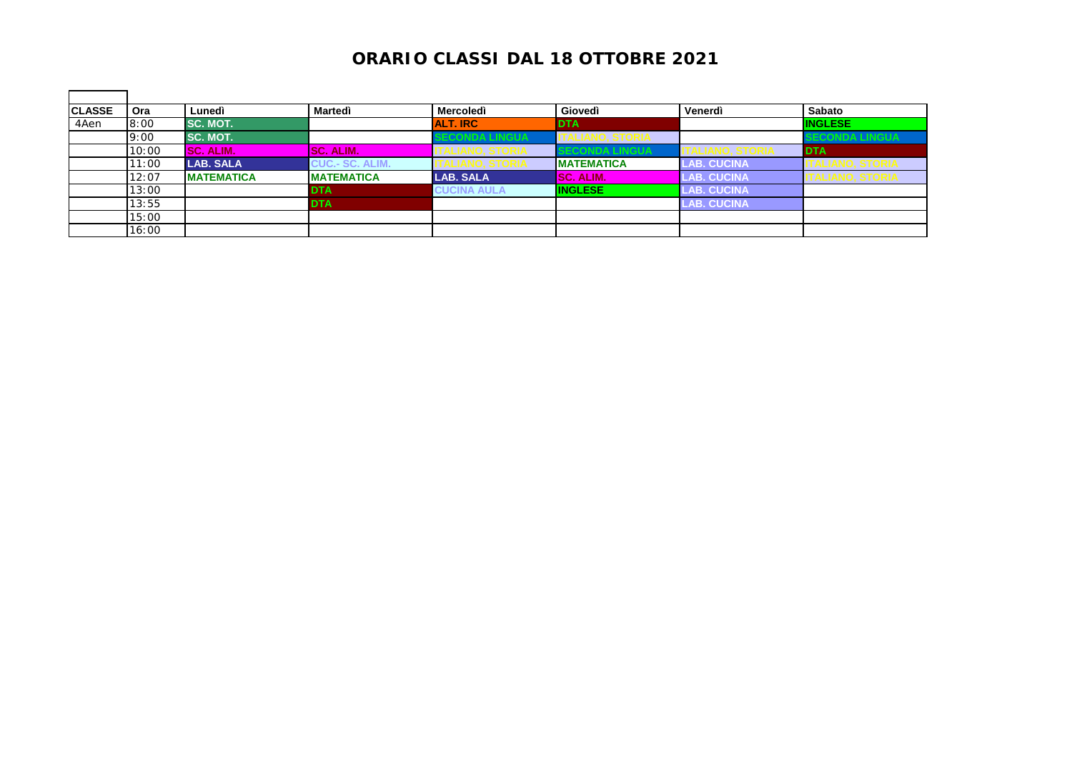# ORARIO CLASSI DAL 18 OTTOBRE 2021

| CLASSE | Ora | Lunedì | Martedì | Mercoledì | Giovedì | Venerdì | Sabato |
|---|---|---|---|---|---|---|---|
| 4Aen | 8:00 | SC. MOT. | | ALT. IRC | DTA | | INGLESE |
| | 9:00 | SC. MOT. | | SECONDA LINGUA | ITALIANO, STORIA | | SECONDA LINGUA |
| | 10:00 | SC. ALIM. | SC. ALIM. | ITALIANO, STORIA | SECONDA LINGUA | ITALIANO, STORIA | DTA |
| | 11:00 | LAB. SALA | CUC.- SC. ALIM. | ITALIANO, STORIA | MATEMATICA | LAB. CUCINA | ITALIANO, STORIA |
| | 12:07 | MATEMATICA | MATEMATICA | LAB. SALA | SC. ALIM. | LAB. CUCINA | ITALIANO, STORIA |
| | 13:00 | | DTA | CUCINA AULA | INGLESE | LAB. CUCINA | |
| | 13:55 | | DTA | | | LAB. CUCINA | |
| | 15:00 | | | | | | |
| | 16:00 | | | | | | |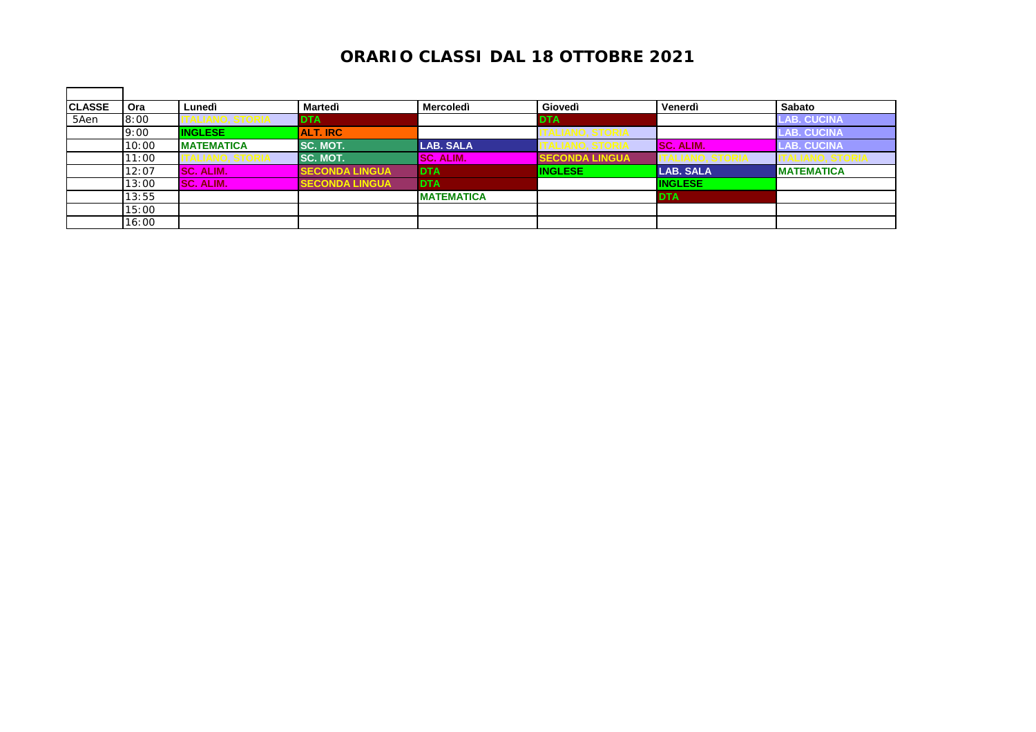# ORARIO CLASSI DAL 18 OTTOBRE 2021

| CLASSE | Ora | Lunedì | Martedì | Mercoledì | Giovedì | Venerdì | Sabato |
|---|---|---|---|---|---|---|---|
| 5Aen | 8:00 | ITALIANO, STORIA | DTA | | DTA | | LAB. CUCINA |
| | 9:00 | INGLESE | ALT. IRC | | ITALIANO, STORIA | | LAB. CUCINA |
| | 10:00 | MATEMATICA | SC. MOT. | LAB. SALA | ITALIANO, STORIA | SC. ALIM. | LAB. CUCINA |
| | 11:00 | ITALIANO, STORIA | SC. MOT. | SC. ALIM. | SECONDA LINGUA | ITALIANO, STORIA | ITALIANO, STORIA |
| | 12:07 | SC. ALIM. | SECONDA LINGUA | DTA | INGLESE | LAB. SALA | MATEMATICA |
| | 13:00 | SC. ALIM. | SECONDA LINGUA | DTA | | INGLESE | |
| | 13:55 | | | MATEMATICA | | DTA | |
| | 15:00 | | | | | | |
| | 16:00 | | | | | | |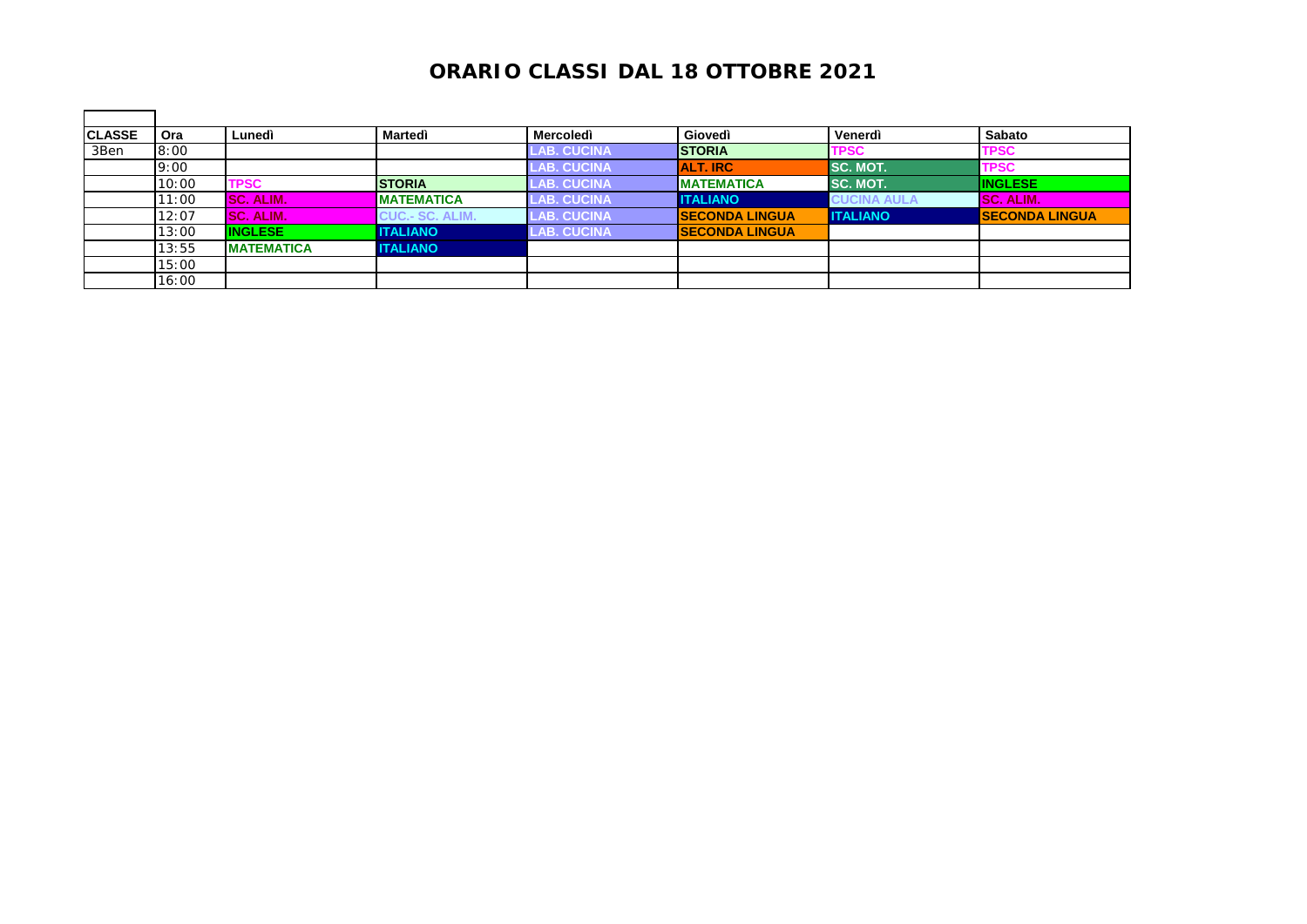# ORARIO CLASSI DAL 18 OTTOBRE 2021

| CLASSE | Ora | Lunedì | Martedì | Mercoledì | Giovedì | Venerdì | Sabato |
|---|---|---|---|---|---|---|---|
| 3Ben | 8:00 | | | LAB. CUCINA | STORIA | TPSC | TPSC |
| | 9:00 | | | LAB. CUCINA | ALT. IRC | SC. MOT. | TPSC |
| | 10:00 | TPSC | STORIA | LAB. CUCINA | MATEMATICA | SC. MOT. | INGLESE |
| | 11:00 | SC. ALIM. | MATEMATICA | LAB. CUCINA | ITALIANO | CUCINA AULA | SC. ALIM. |
| | 12:07 | SC. ALIM. | CUC.- SC. ALIM. | LAB. CUCINA | SECONDA LINGUA | ITALIANO | SECONDA LINGUA |
| | 13:00 | INGLESE | ITALIANO | LAB. CUCINA | SECONDA LINGUA | | |
| | 13:55 | MATEMATICA | ITALIANO | | | | |
| | 15:00 | | | | | | |
| | 16:00 | | | | | | |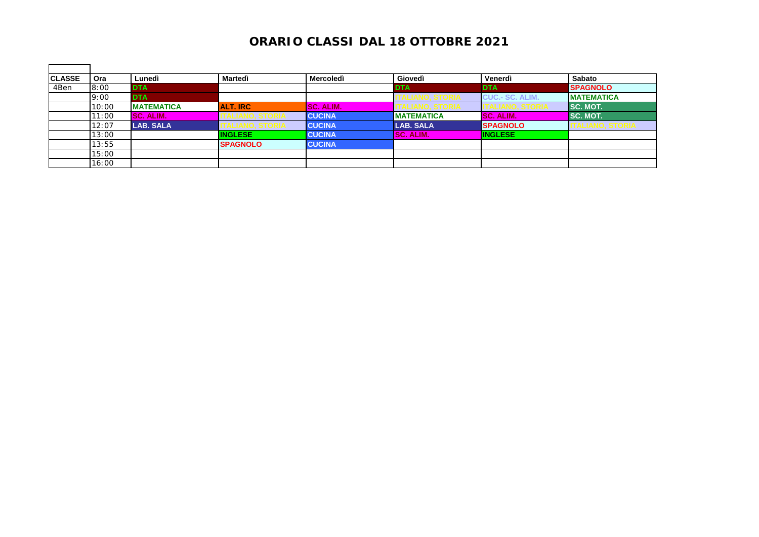# ORARIO CLASSI DAL 18 OTTOBRE 2021

| CLASSE | Ora | Lunedì | Martedì | Mercoledì | Giovedì | Venerdì | Sabato |
|---|---|---|---|---|---|---|---|
| 4Ben | 8:00 | DTA | | | DTA | DTA | SPAGNOLO |
| | 9:00 | DTA | | | ITALIANO, STORIA | CUC.- SC. ALIM. | MATEMATICA |
| | 10:00 | MATEMATICA | ALT. IRC | SC. ALIM. | ITALIANO, STORIA | ITALIANO, STORIA | SC. MOT. |
| | 11:00 | SC. ALIM. | ITALIANO, STORIA | CUCINA | MATEMATICA | SC. ALIM. | SC. MOT. |
| | 12:07 | LAB. SALA | ITALIANO, STORIA | CUCINA | LAB. SALA | SPAGNOLO | ITALIANO, STORIA |
| | 13:00 | | INGLESE | CUCINA | SC. ALIM. | INGLESE | |
| | 13:55 | | SPAGNOLO | CUCINA | | | |
| | 15:00 | | | | | | |
| | 16:00 | | | | | | |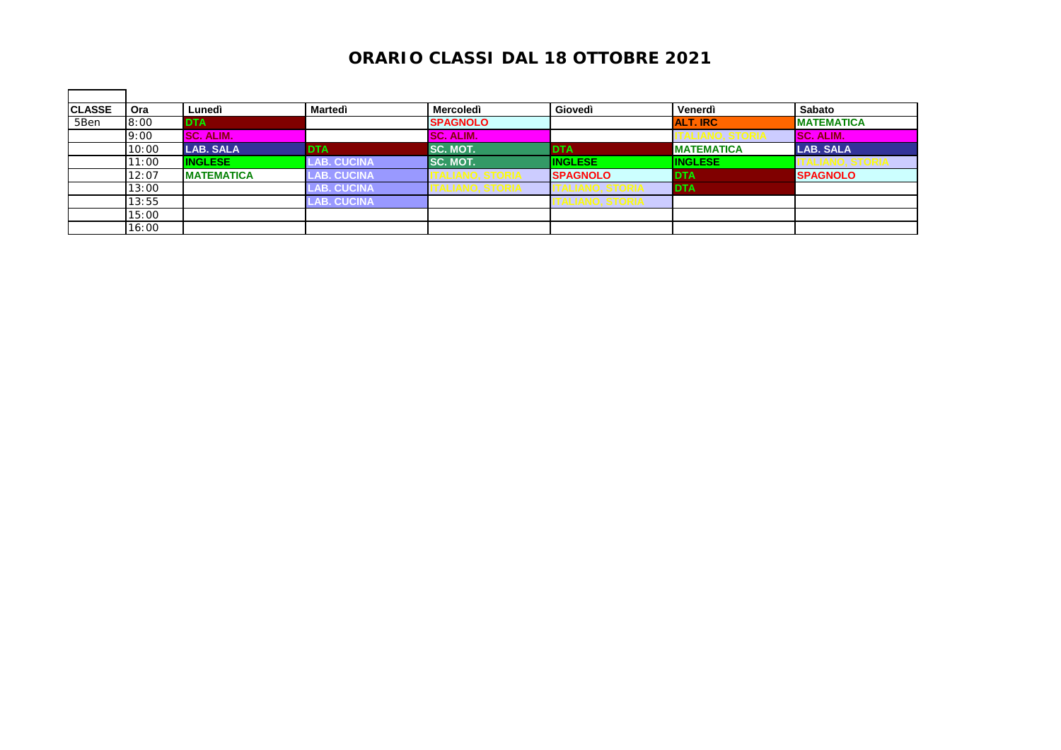# ORARIO CLASSI DAL 18 OTTOBRE 2021

| CLASSE | Ora | Lunedì | Martedì | Mercoledì | Giovedì | Venerdì | Sabato |
|---|---|---|---|---|---|---|---|
| 5Ben | 8:00 | DTA | | SPAGNOLO | | ALT. IRC | MATEMATICA |
| | 9:00 | SC. ALIM. | | SC. ALIM. | | ITALIANO, STORIA | SC. ALIM. |
| | 10:00 | LAB. SALA | DTA | SC. MOT. | DTA | MATEMATICA | LAB. SALA |
| | 11:00 | INGLESE | LAB. CUCINA | SC. MOT. | INGLESE | INGLESE | ITALIANO, STORIA |
| | 12:07 | MATEMATICA | LAB. CUCINA | ITALIANO, STORIA | SPAGNOLO | DTA | SPAGNOLO |
| | 13:00 | | LAB. CUCINA | ITALIANO, STORIA | ITALIANO, STORIA | DTA | |
| | 13:55 | | LAB. CUCINA | | ITALIANO, STORIA | | |
| | 15:00 | | | | | | |
| | 16:00 | | | | | | |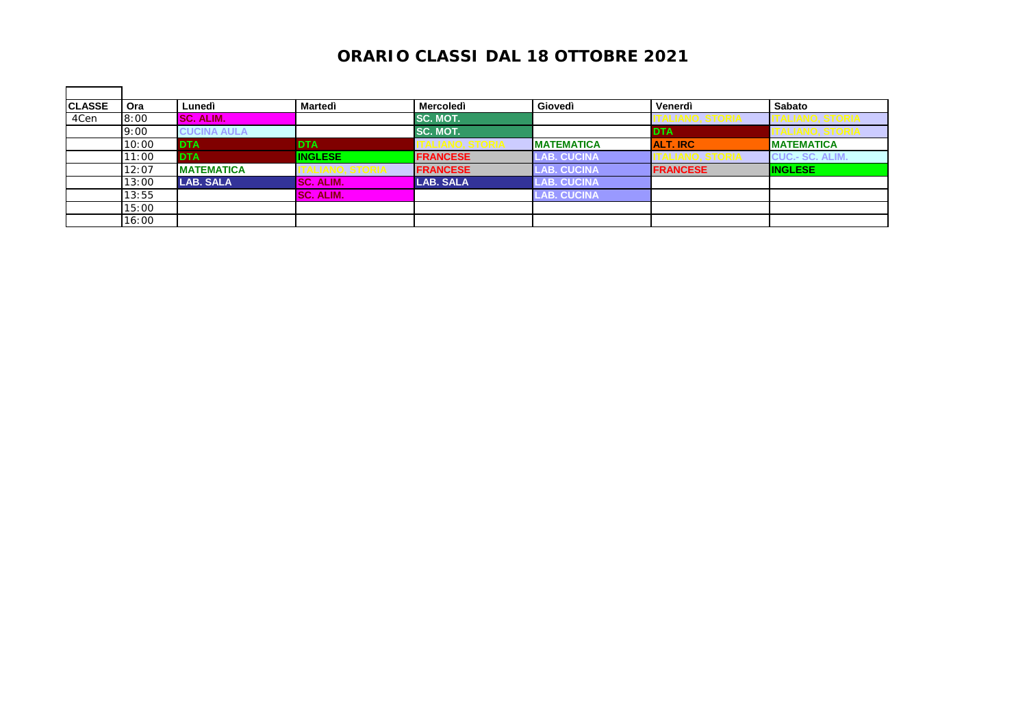# ORARIO CLASSI DAL 18 OTTOBRE 2021

| CLASSE | Ora | Lunedì | Martedì | Mercoledì | Giovedì | Venerdì | Sabato |
|---|---|---|---|---|---|---|---|
| 4Cen | 8:00 | SC. ALIM. | | SC. MOT. | | ITALIANO, STORIA | ITALIANO, STORIA |
| | 9:00 | CUCINA AULA | | SC. MOT. | | DTA | ITALIANO, STORIA |
| | 10:00 | DTA | DTA | ITALIANO, STORIA | MATEMATICA | ALT. IRC | MATEMATICA |
| | 11:00 | DTA | INGLESE | FRANCESE | LAB. CUCINA | ITALIANO, STORIA | CUC.- SC. ALIM. |
| | 12:07 | MATEMATICA | ITALIANO, STORIA | FRANCESE | LAB. CUCINA | FRANCESE | INGLESE |
| | 13:00 | LAB. SALA | SC. ALIM. | LAB. SALA | LAB. CUCINA | | |
| | 13:55 | | SC. ALIM. | | LAB. CUCINA | | |
| | 15:00 | | | | | | |
| | 16:00 | | | | | | |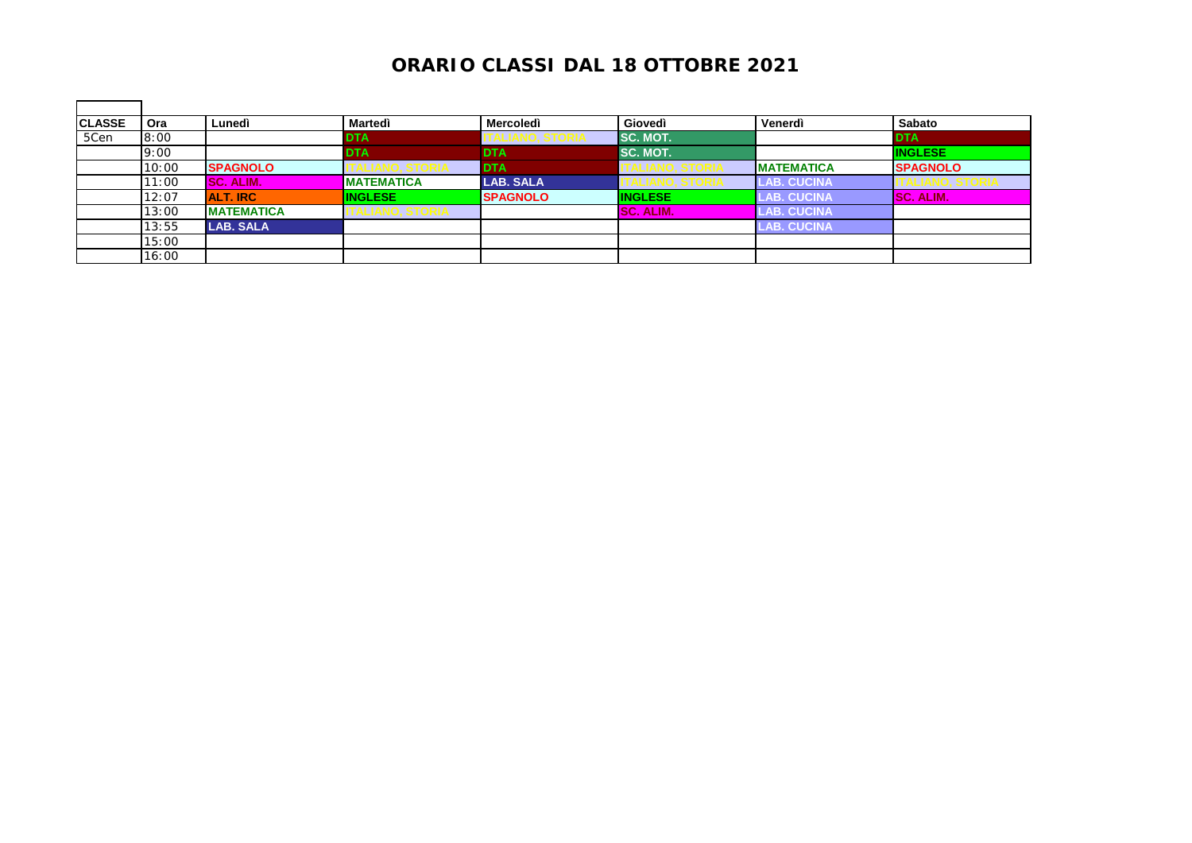# ORARIO CLASSI DAL 18 OTTOBRE 2021

| CLASSE | Ora | Lunedì | Martedì | Mercoledì | Giovedì | Venerdì | Sabato |
|---|---|---|---|---|---|---|---|
| 5Cen | 8:00 | | DTA | ITALIANO, STORIA | SC. MOT. | | DTA |
| | 9:00 | | DTA | DTA | SC. MOT. | | INGLESE |
| | 10:00 | SPAGNOLO | ITALIANO, STORIA | DTA | ITALIANO, STORIA | MATEMATICA | SPAGNOLO |
| | 11:00 | SC. ALIM. | MATEMATICA | LAB. SALA | ITALIANO, STORIA | LAB. CUCINA | ITALIANO, STORIA |
| | 12:07 | ALT. IRC | INGLESE | SPAGNOLO | INGLESE | LAB. CUCINA | SC. ALIM. |
| | 13:00 | MATEMATICA | ITALIANO, STORIA | | SC. ALIM. | LAB. CUCINA | |
| | 13:55 | LAB. SALA | | | | LAB. CUCINA | |
| | 15:00 | | | | | | |
| | 16:00 | | | | | | |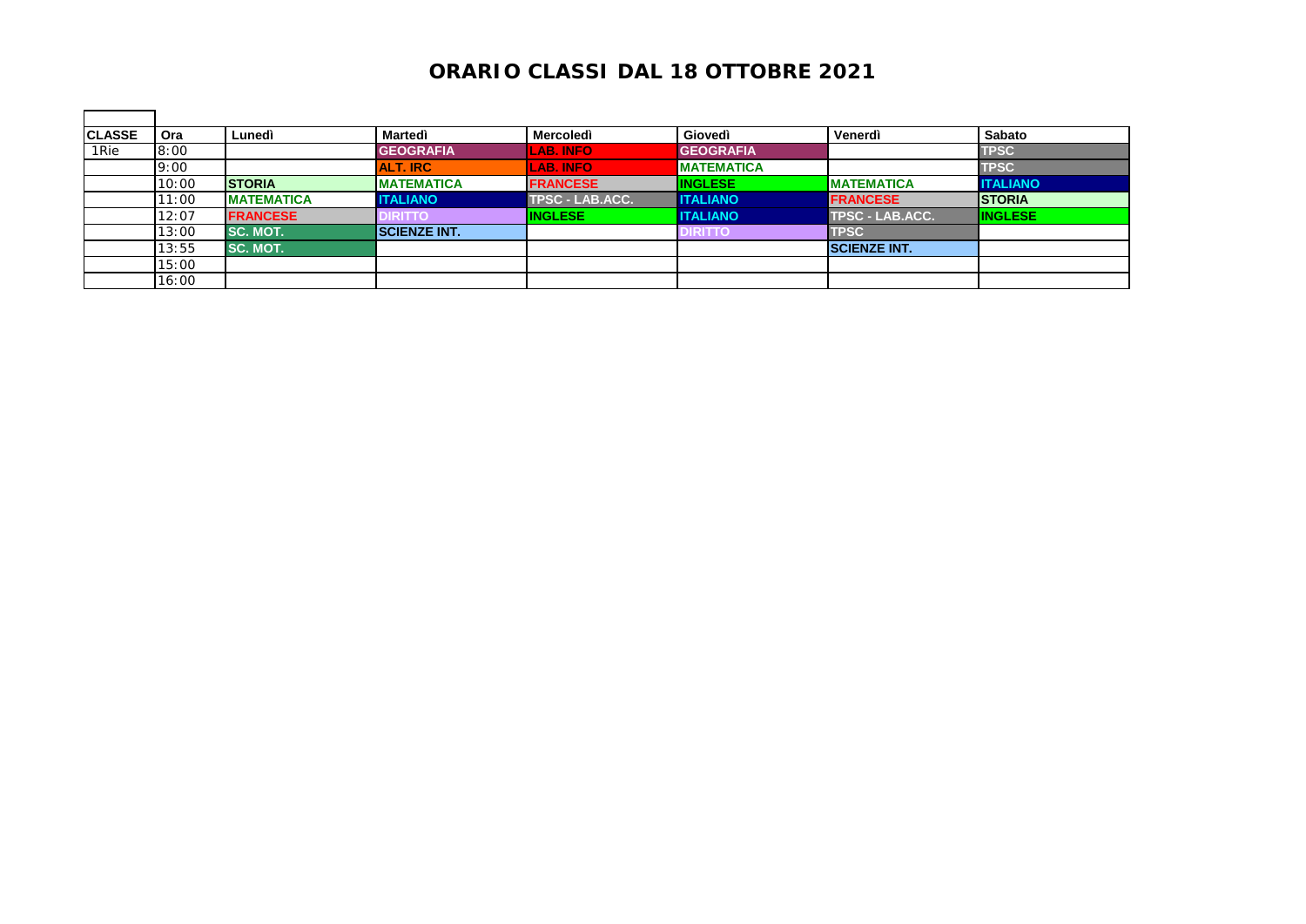# ORARIO CLASSI DAL 18 OTTOBRE 2021

| CLASSE | Ora | Lunedì | Martedì | Mercoledì | Giovedì | Venerdì | Sabato |
|---|---|---|---|---|---|---|---|
| 1Rie | 8:00 | | GEOGRAFIA | LAB. INFO | GEOGRAFIA | | TPSC |
| | 9:00 | | ALT. IRC | LAB. INFO | MATEMATICA | | TPSC |
| | 10:00 | STORIA | MATEMATICA | FRANCESE | INGLESE | MATEMATICA | ITALIANO |
| | 11:00 | MATEMATICA | ITALIANO | TPSC - LAB.ACC. | ITALIANO | FRANCESE | STORIA |
| | 12:07 | FRANCESE | DIRITTO | INGLESE | ITALIANO | TPSC - LAB.ACC. | INGLESE |
| | 13:00 | SC. MOT. | SCIENZE INT. | | DIRITTO | TPSC | |
| | 13:55 | SC. MOT. | | | | SCIENZE INT. | |
| | 15:00 | | | | | | |
| | 16:00 | | | | | | |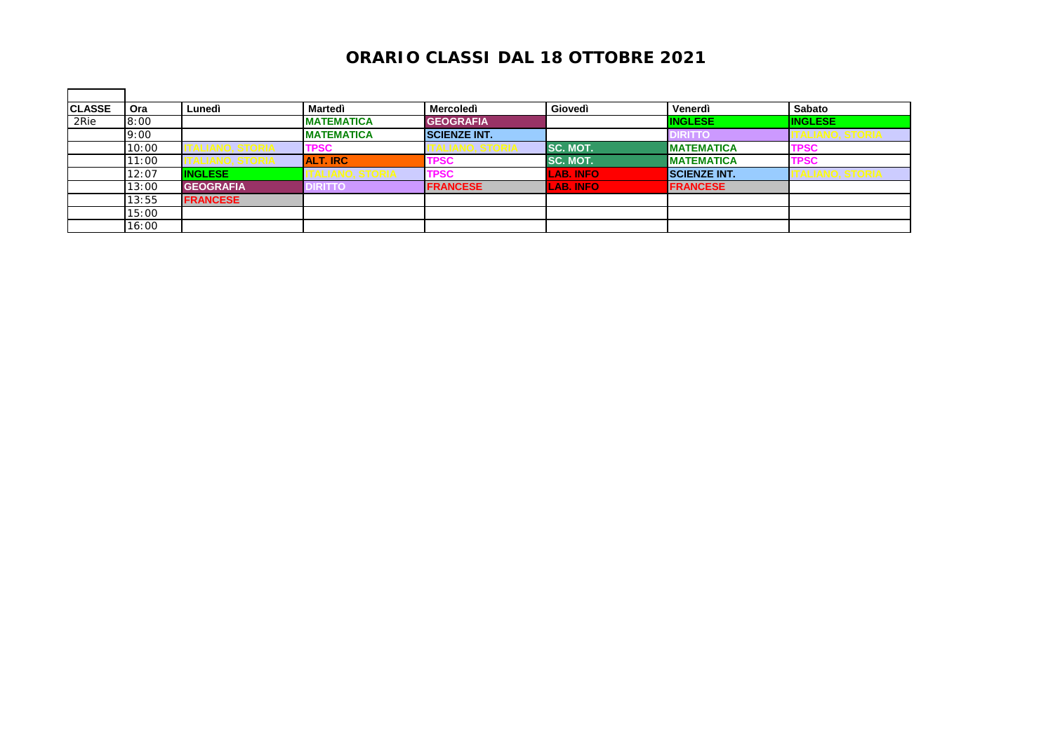# ORARIO CLASSI DAL 18 OTTOBRE 2021

| CLASSE | Ora | Lunedì | Martedì | Mercoledì | Giovedì | Venerdì | Sabato |
|---|---|---|---|---|---|---|---|
| 2Rie | 8:00 | | MATEMATICA | GEOGRAFIA | | INGLESE | INGLESE |
| | 9:00 | | MATEMATICA | SCIENZE INT. | | DIRITTO | ITALIANO, STORIA |
| | 10:00 | ITALIANO, STORIA | TPSC | ITALIANO, STORIA | SC. MOT. | MATEMATICA | TPSC |
| | 11:00 | ITALIANO, STORIA | ALT. IRC | TPSC | SC. MOT. | MATEMATICA | TPSC |
| | 12:07 | INGLESE | ITALIANO, STORIA | TPSC | LAB. INFO | SCIENZE INT. | ITALIANO, STORIA |
| | 13:00 | GEOGRAFIA | DIRITTO | FRANCESE | LAB. INFO | FRANCESE | |
| | 13:55 | FRANCESE | | | | | |
| | 15:00 | | | | | | |
| | 16:00 | | | | | | |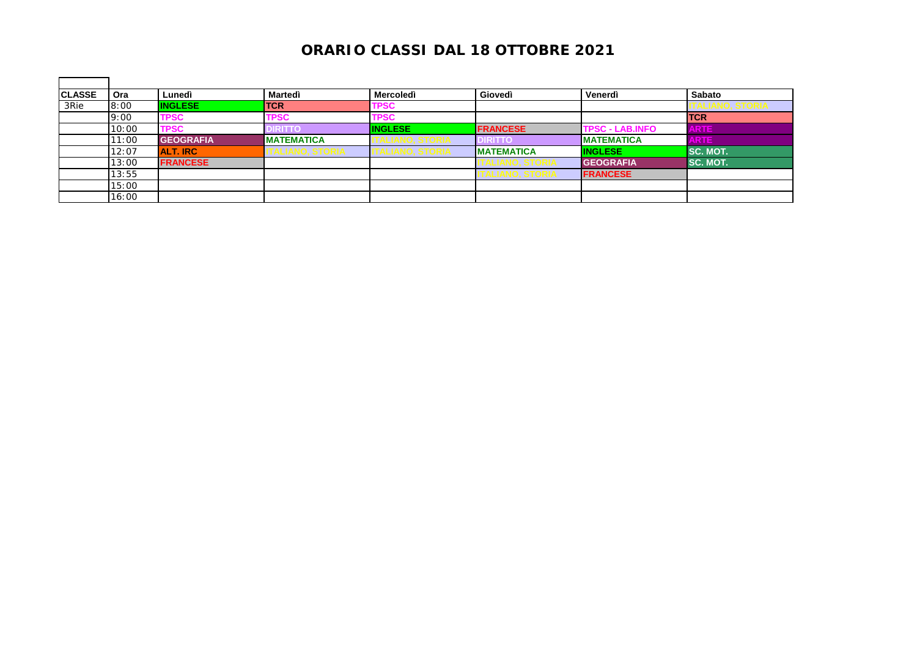# ORARIO CLASSI DAL 18 OTTOBRE 2021

| CLASSE | Ora | Lunedì | Martedì | Mercoledì | Giovedì | Venerdì | Sabato |
|---|---|---|---|---|---|---|---|
| 3Rie | 8:00 | INGLESE | TCR | TPSC | | | ITALIANO, STORIA |
| | 9:00 | TPSC | TPSC | TPSC | | | TCR |
| | 10:00 | TPSC | DIRITTO | INGLESE | FRANCESE | TPSC - LAB.INFO | ARTE |
| | 11:00 | GEOGRAFIA | MATEMATICA | ITALIANO, STORIA | DIRITTO | MATEMATICA | ARTE |
| | 12:07 | ALT. IRC | ITALIANO, STORIA | ITALIANO, STORIA | MATEMATICA | INGLESE | SC. MOT. |
| | 13:00 | FRANCESE | | | ITALIANO, STORIA | GEOGRAFIA | SC. MOT. |
| | 13:55 | | | | ITALIANO, STORIA | FRANCESE | |
| | 15:00 | | | | | | |
| | 16:00 | | | | | | |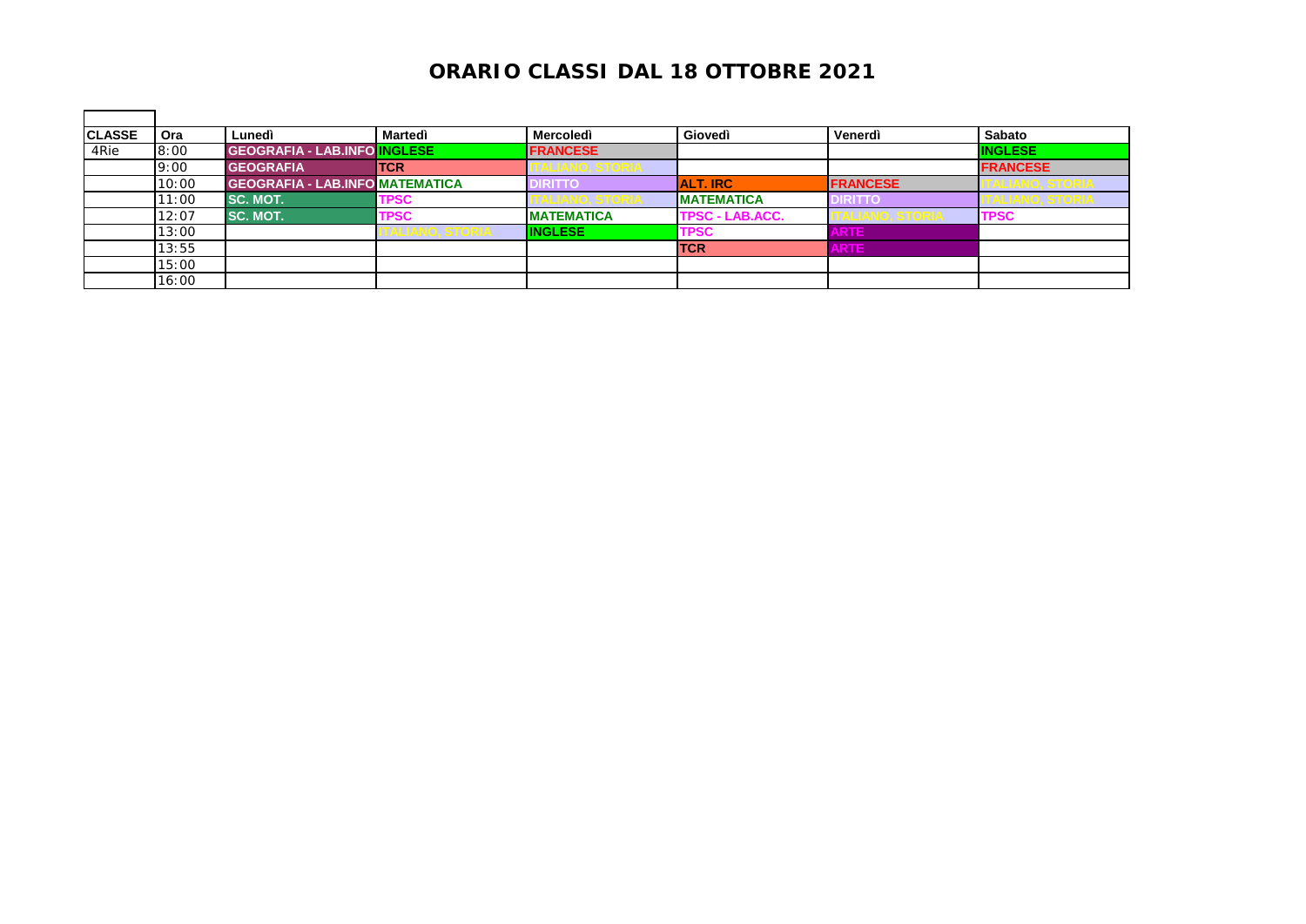# ORARIO CLASSI DAL 18 OTTOBRE 2021

| CLASSE | Ora | Lunedì | Martedì | Mercoledì | Giovedì | Venerdì | Sabato |
|---|---|---|---|---|---|---|---|
| 4Rie | 8:00 | GEOGRAFIA - LAB.INFO | INGLESE | FRANCESE | | | INGLESE |
| | 9:00 | GEOGRAFIA | TCR | ITALIANO, STORIA | | | FRANCESE |
| | 10:00 | GEOGRAFIA - LAB.INFO | MATEMATICA | DIRITTO | ALT. IRC | FRANCESE | ITALIANO, STORIA |
| | 11:00 | SC. MOT. | TPSC | ITALIANO, STORIA | MATEMATICA | DIRITTO | ITALIANO, STORIA |
| | 12:07 | SC. MOT. | TPSC | MATEMATICA | TPSC - LAB.ACC. | ITALIANO, STORIA | TPSC |
| | 13:00 | | ITALIANO, STORIA | INGLESE | TPSC | ARTE | |
| | 13:55 | | | | TCR | ARTE | |
| | 15:00 | | | | | | |
| | 16:00 | | | | | | |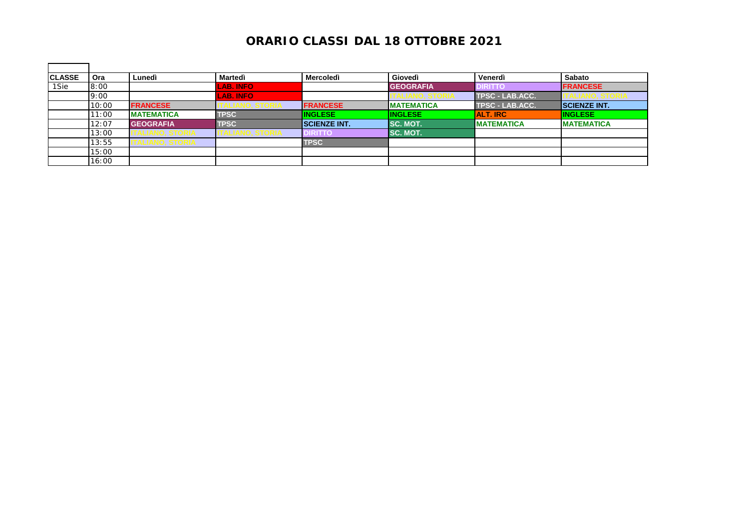# ORARIO CLASSI DAL 18 OTTOBRE 2021

| CLASSE | Ora | Lunedì | Martedì | Mercoledì | Giovedì | Venerdì | Sabato |
|---|---|---|---|---|---|---|---|
| 1Sie | 8:00 | | LAB. INFO | | GEOGRAFIA | DIRITTO | FRANCESE |
| | 9:00 | | LAB. INFO | | ITALIANO, STORIA | TPSC - LAB.ACC. | ITALIANO, STORIA |
| | 10:00 | FRANCESE | ITALIANO, STORIA | FRANCESE | MATEMATICA | TPSC - LAB.ACC. | SCIENZE INT. |
| | 11:00 | MATEMATICA | TPSC | INGLESE | INGLESE | ALT. IRC | INGLESE |
| | 12:07 | GEOGRAFIA | TPSC | SCIENZE INT. | SC. MOT. | MATEMATICA | MATEMATICA |
| | 13:00 | ITALIANO, STORIA | ITALIANO, STORIA | DIRITTO | SC. MOT. | | |
| | 13:55 | ITALIANO, STORIA | | TPSC | | | |
| | 15:00 | | | | | | |
| | 16:00 | | | | | | |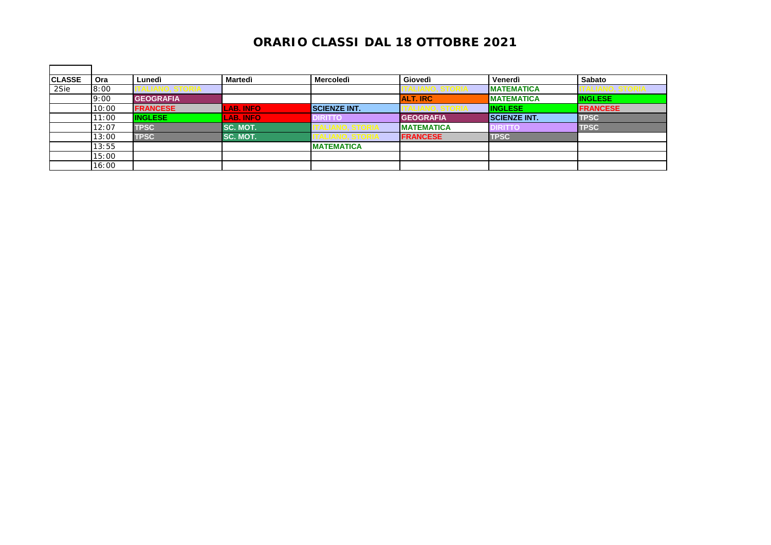# ORARIO CLASSI DAL 18 OTTOBRE 2021

| CLASSE | Ora | Lunedì | Martedì | Mercoledì | Giovedì | Venerdì | Sabato |
|---|---|---|---|---|---|---|---|
| 2Sie | 8:00 | ITALIANO, STORIA | | | ITALIANO, STORIA | MATEMATICA | ITALIANO, STORIA |
| | 9:00 | GEOGRAFIA | | | ALT. IRC | MATEMATICA | INGLESE |
| | 10:00 | FRANCESE | LAB. INFO | SCIENZE INT. | ITALIANO, STORIA | INGLESE | FRANCESE |
| | 11:00 | INGLESE | LAB. INFO | DIRITTO | GEOGRAFIA | SCIENZE INT. | TPSC |
| | 12:07 | TPSC | SC. MOT. | ITALIANO, STORIA | MATEMATICA | DIRITTO | TPSC |
| | 13:00 | TPSC | SC. MOT. | ITALIANO, STORIA | FRANCESE | TPSC | |
| | 13:55 | | | MATEMATICA | | | |
| | 15:00 | | | | | | |
| | 16:00 | | | | | | |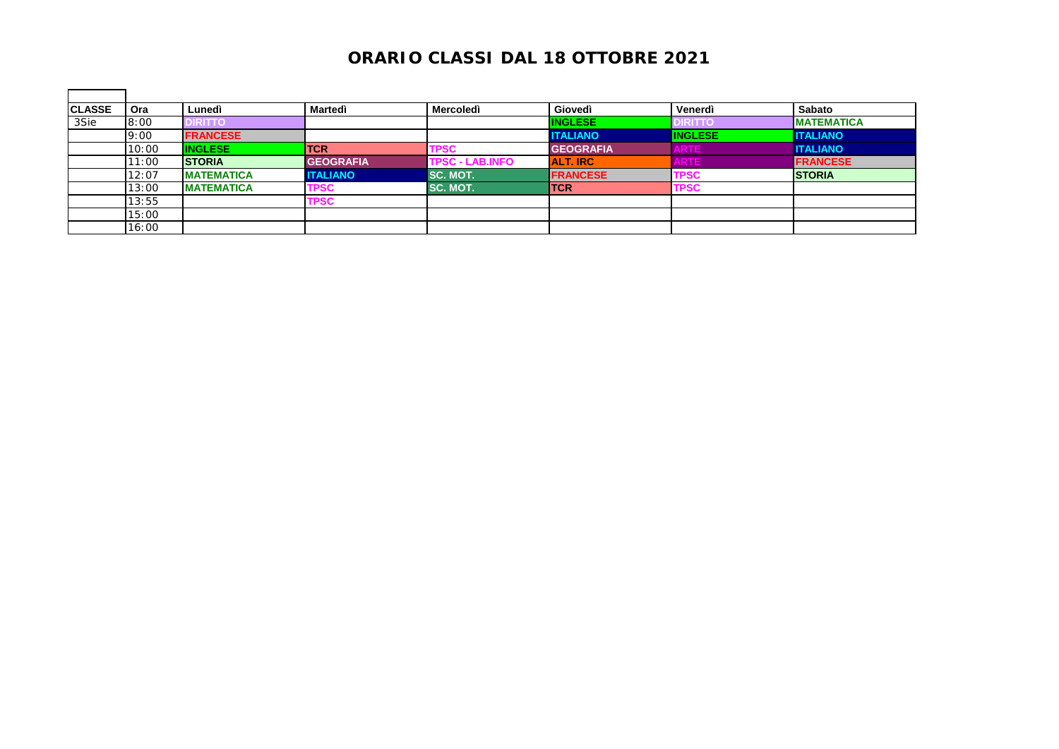# ORARIO CLASSI DAL 18 OTTOBRE 2021

| CLASSE | Ora | Lunedì | Martedì | Mercoledì | Giovedì | Venerdì | Sabato |
|---|---|---|---|---|---|---|---|
| 3Sie | 8:00 | DIRITTO | | | INGLESE | DIRITTO | MATEMATICA |
| | 9:00 | FRANCESE | | | ITALIANO | INGLESE | ITALIANO |
| | 10:00 | INGLESE | TCR | TPSC | GEOGRAFIA | ARTE | ITALIANO |
| | 11:00 | STORIA | GEOGRAFIA | TPSC - LAB.INFO | ALT. IRC | ARTE | FRANCESE |
| | 12:07 | MATEMATICA | ITALIANO | SC. MOT. | FRANCESE | TPSC | STORIA |
| | 13:00 | MATEMATICA | TPSC | SC. MOT. | TCR | TPSC | |
| | 13:55 | | TPSC | | | | |
| | 15:00 | | | | | | |
| | 16:00 | | | | | | |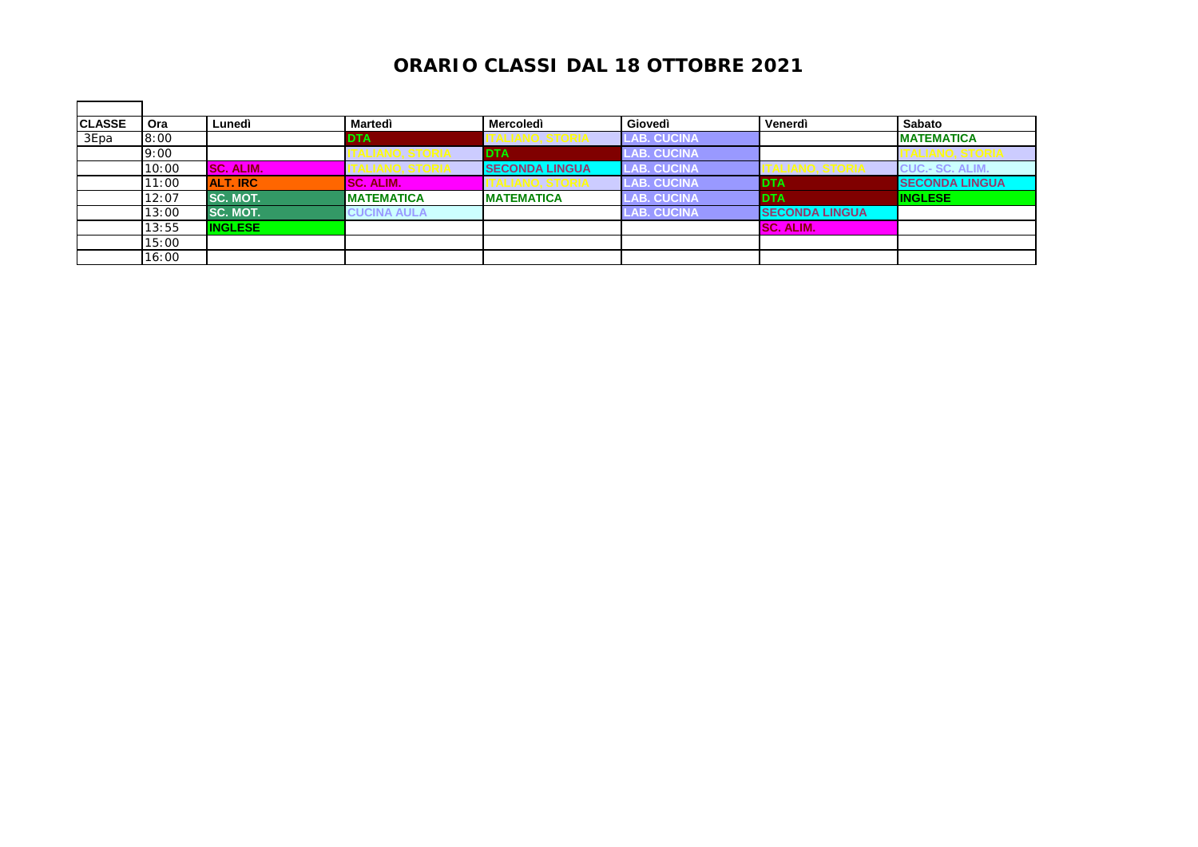# ORARIO CLASSI DAL 18 OTTOBRE 2021

| CLASSE | Ora | Lunedì | Martedì | Mercoledì | Giovedì | Venerdì | Sabato |
|---|---|---|---|---|---|---|---|
| 3Epa | 8:00 | | DTA | ITALIANO, STORIA | LAB. CUCINA | | MATEMATICA |
| | 9:00 | | ITALIANO, STORIA | DTA | LAB. CUCINA | | ITALIANO, STORIA |
| | 10:00 | SC. ALIM. | ITALIANO, STORIA | SECONDA LINGUA | LAB. CUCINA | ITALIANO, STORIA | CUC.- SC. ALIM. |
| | 11:00 | ALT. IRC | SC. ALIM. | ITALIANO, STORIA | LAB. CUCINA | DTA | SECONDA LINGUA |
| | 12:07 | SC. MOT. | MATEMATICA | MATEMATICA | LAB. CUCINA | DTA | INGLESE |
| | 13:00 | SC. MOT. | CUCINA AULA | | LAB. CUCINA | SECONDA LINGUA | |
| | 13:55 | INGLESE | | | | SC. ALIM. | |
| | 15:00 | | | | | | |
| | 16:00 | | | | | | |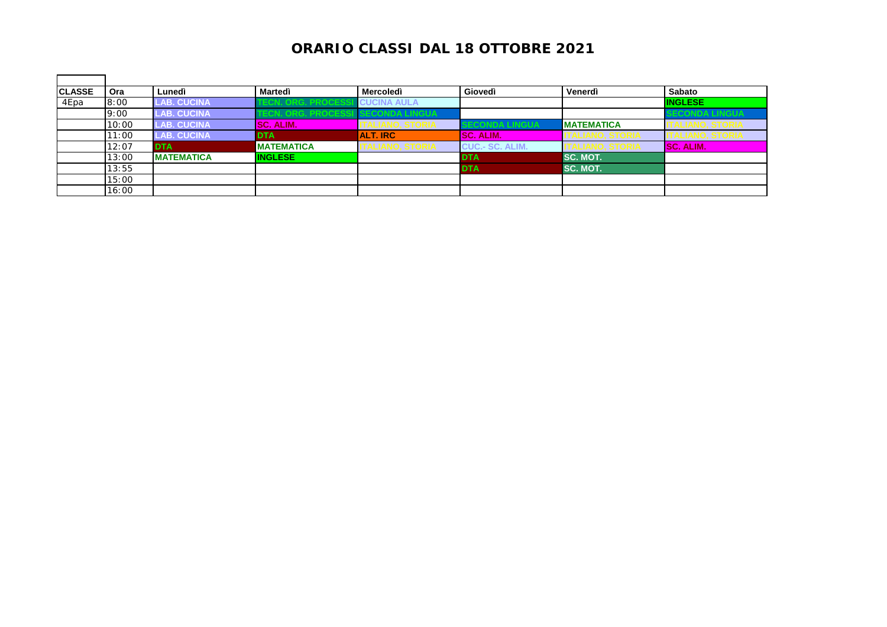# ORARIO CLASSI DAL 18 OTTOBRE 2021

| CLASSE | Ora | Lunedì | Martedì | Mercoledì | Giovedì | Venerdì | Sabato |
|---|---|---|---|---|---|---|---|
| 4Epa | 8:00 | LAB. CUCINA | TECN. ORG. PROCESSI | CUCINA AULA | | | INGLESE |
| | 9:00 | LAB. CUCINA | TECN. ORG. PROCESSI | SECONDA LINGUA | | | SECONDA LINGUA |
| | 10:00 | LAB. CUCINA | SC. ALIM. | ITALIANO, STORIA | SECONDA LINGUA | MATEMATICA | ITALIANO, STORIA |
| | 11:00 | LAB. CUCINA | DTA | ALT. IRC | SC. ALIM. | ITALIANO, STORIA | ITALIANO, STORIA |
| | 12:07 | DTA | MATEMATICA | ITALIANO, STORIA | CUC.- SC. ALIM. | ITALIANO, STORIA | SC. ALIM. |
| | 13:00 | MATEMATICA | INGLESE | | DTA | SC. MOT. | |
| | 13:55 | | | | DTA | SC. MOT. | |
| | 15:00 | | | | | | |
| | 16:00 | | | | | | |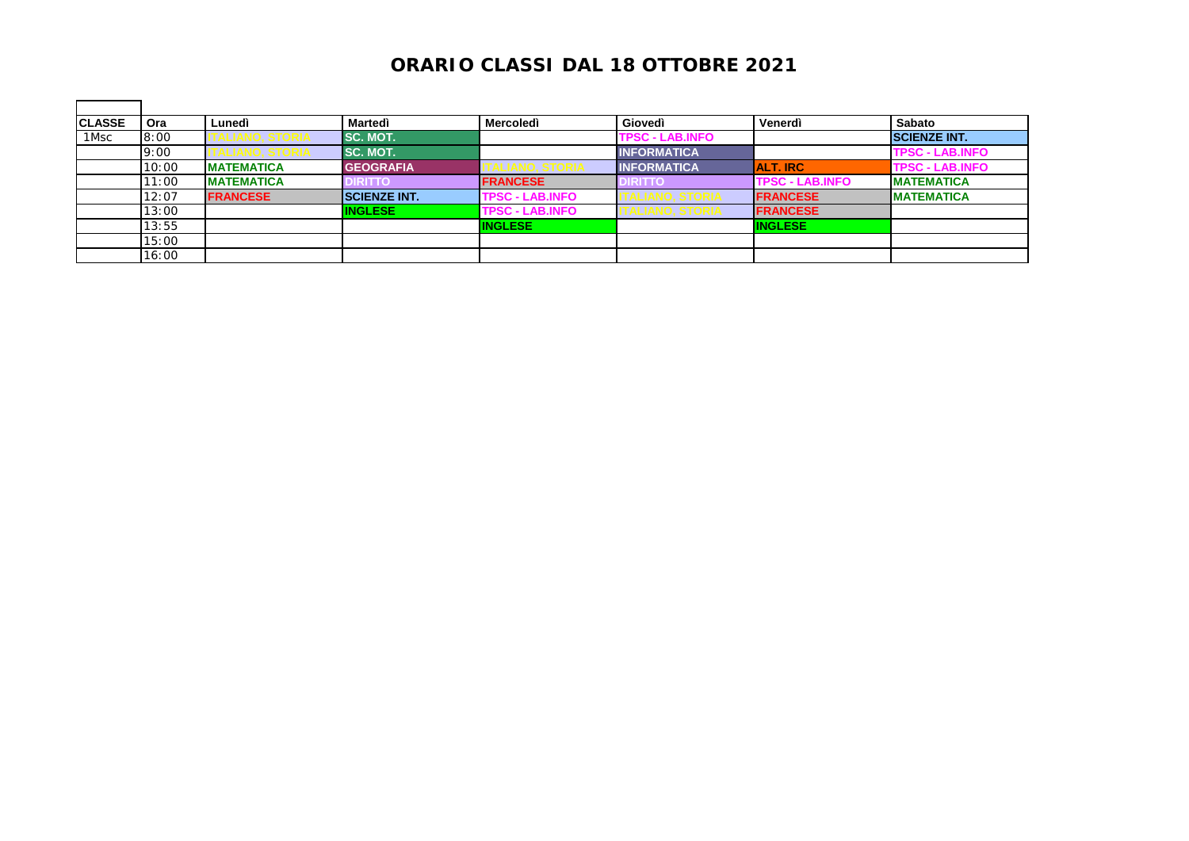# ORARIO CLASSI DAL 18 OTTOBRE 2021

| CLASSE | Ora | Lunedì | Martedì | Mercoledì | Giovedì | Venerdì | Sabato |
|---|---|---|---|---|---|---|---|
| 1Msc | 8:00 | ITALIANO, STORIA | SC. MOT. | | TPSC - LAB.INFO | | SCIENZE INT. |
| | 9:00 | ITALIANO, STORIA | SC. MOT. | | INFORMATICA | | TPSC - LAB.INFO |
| | 10:00 | MATEMATICA | GEOGRAFIA | ITALIANO, STORIA | INFORMATICA | ALT. IRC | TPSC - LAB.INFO |
| | 11:00 | MATEMATICA | DIRITTO | FRANCESE | DIRITTO | TPSC - LAB.INFO | MATEMATICA |
| | 12:07 | FRANCESE | SCIENZE INT. | TPSC - LAB.INFO | ITALIANO, STORIA | FRANCESE | MATEMATICA |
| | 13:00 | | INGLESE | TPSC - LAB.INFO | ITALIANO, STORIA | FRANCESE | |
| | 13:55 | | | INGLESE | | INGLESE | |
| | 15:00 | | | | | | |
| | 16:00 | | | | | | |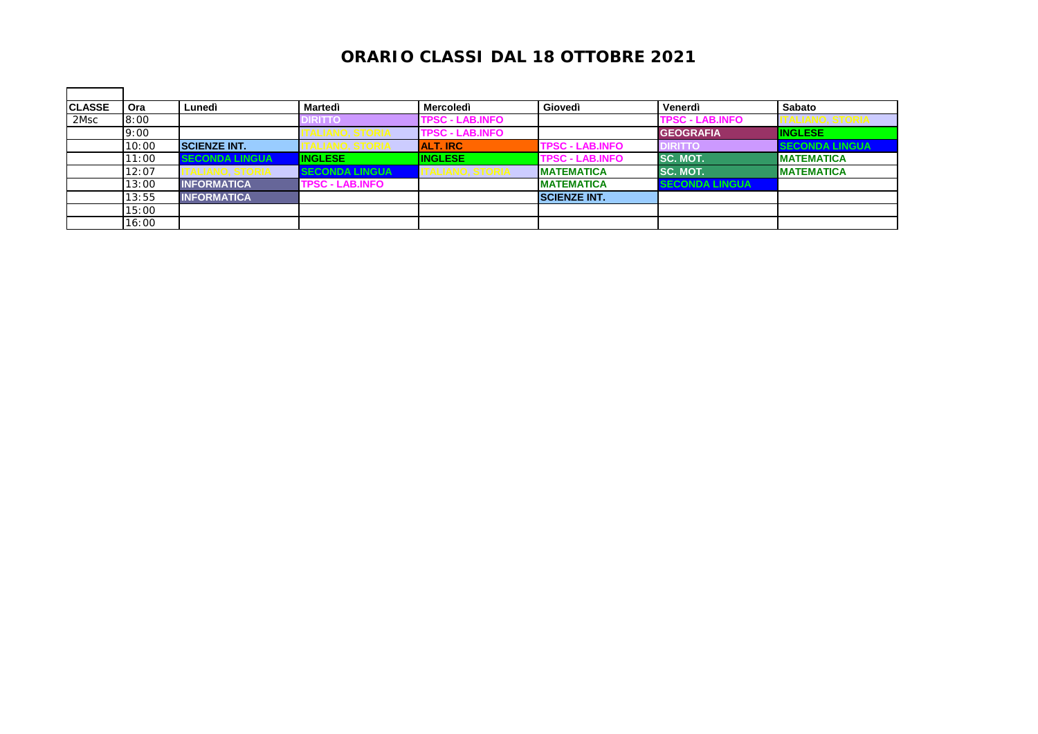# ORARIO CLASSI DAL 18 OTTOBRE 2021

| CLASSE | Ora | Lunedì | Martedì | Mercoledì | Giovedì | Venerdì | Sabato |
|---|---|---|---|---|---|---|---|
| 2Msc | 8:00 | | DIRITTO | TPSC - LAB.INFO | | TPSC - LAB.INFO | ITALIANO, STORIA |
| | 9:00 | | ITALIANO, STORIA | TPSC - LAB.INFO | | GEOGRAFIA | INGLESE |
| | 10:00 | SCIENZE INT. | ITALIANO, STORIA | ALT. IRC | TPSC - LAB.INFO | DIRITTO | SECONDA LINGUA |
| | 11:00 | SECONDA LINGUA | INGLESE | INGLESE | TPSC - LAB.INFO | SC. MOT. | MATEMATICA |
| | 12:07 | ITALIANO, STORIA | SECONDA LINGUA | ITALIANO, STORIA | MATEMATICA | SC. MOT. | MATEMATICA |
| | 13:00 | INFORMATICA | TPSC - LAB.INFO | | MATEMATICA | SECONDA LINGUA | |
| | 13:55 | INFORMATICA | | | SCIENZE INT. | | |
| | 15:00 | | | | | | |
| | 16:00 | | | | | | |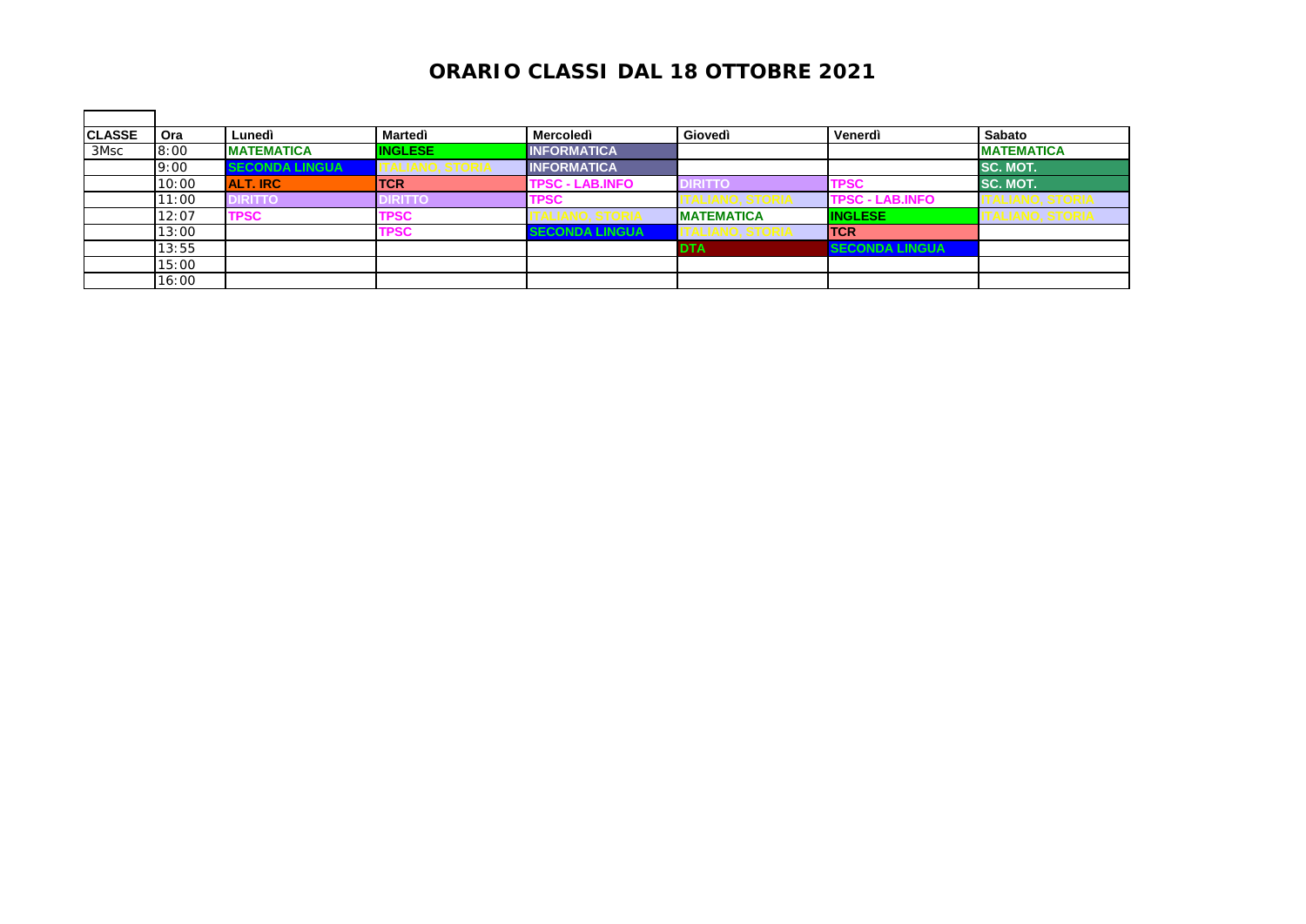# ORARIO CLASSI DAL 18 OTTOBRE 2021

| CLASSE | Ora | Lunedì | Martedì | Mercoledì | Giovedì | Venerdì | Sabato |
|---|---|---|---|---|---|---|---|
| 3Msc | 8:00 | MATEMATICA | INGLESE | INFORMATICA | | | MATEMATICA |
| | 9:00 | SECONDA LINGUA | ITALIANO, STORIA | INFORMATICA | | | SC. MOT. |
| | 10:00 | ALT. IRC | TCR | TPSC - LAB.INFO | DIRITTO | TPSC | SC. MOT. |
| | 11:00 | DIRITTO | DIRITTO | TPSC | ITALIANO, STORIA | TPSC - LAB.INFO | ITALIANO, STORIA |
| | 12:07 | TPSC | TPSC | ITALIANO, STORIA | MATEMATICA | INGLESE | ITALIANO, STORIA |
| | 13:00 | | TPSC | SECONDA LINGUA | ITALIANO, STORIA | TCR | |
| | 13:55 | | | | DTA | SECONDA LINGUA | |
| | 15:00 | | | | | | |
| | 16:00 | | | | | | |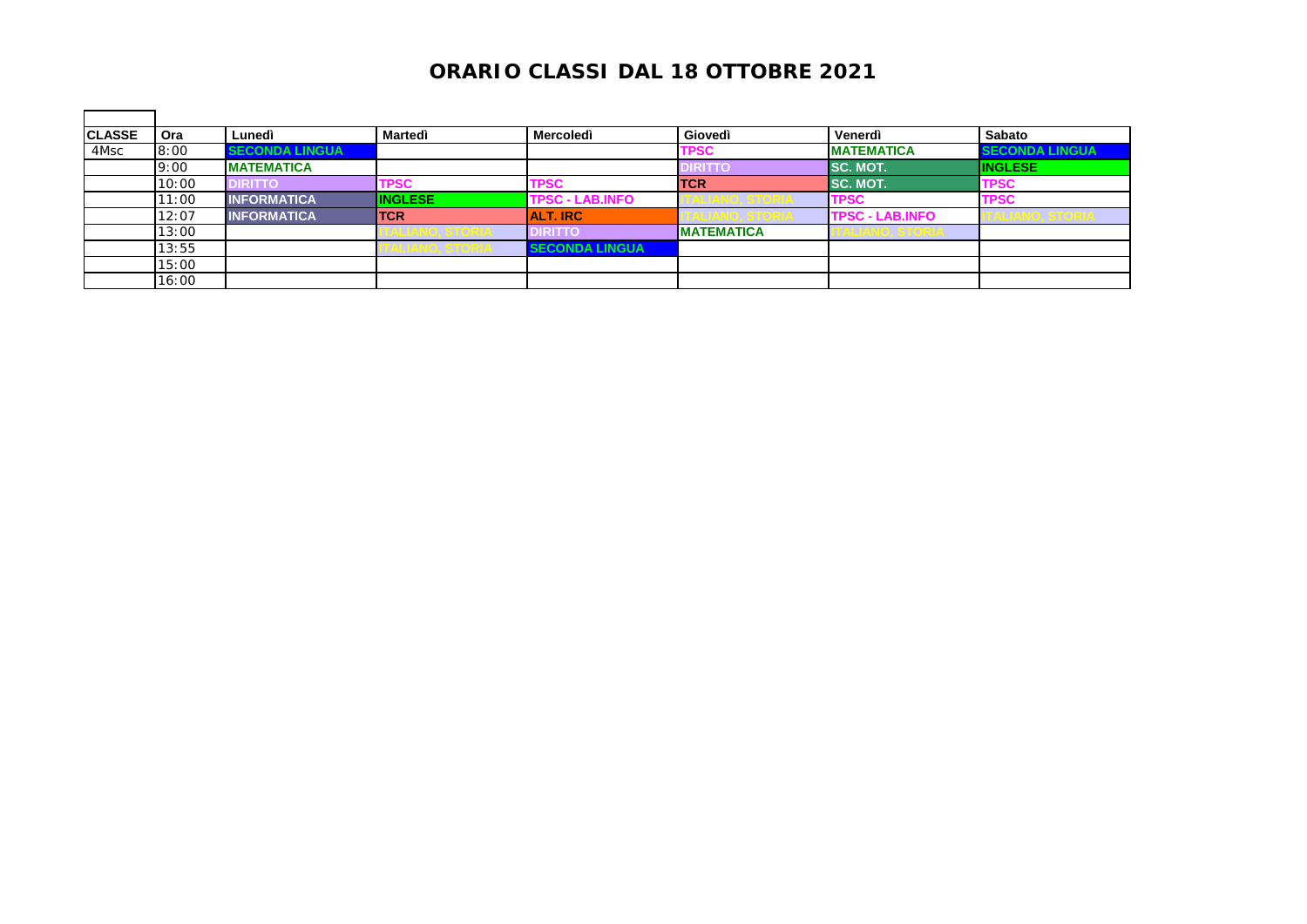# ORARIO CLASSI DAL 18 OTTOBRE 2021

| CLASSE | Ora | Lunedì | Martedì | Mercoledì | Giovedì | Venerdì | Sabato |
|---|---|---|---|---|---|---|---|
| 4Msc | 8:00 | SECONDA LINGUA | | | TPSC | MATEMATICA | SECONDA LINGUA |
| | 9:00 | MATEMATICA | | | DIRITTO | SC. MOT. | INGLESE |
| | 10:00 | DIRITTO | TPSC | TPSC | TCR | SC. MOT. | TPSC |
| | 11:00 | INFORMATICA | INGLESE | TPSC - LAB.INFO | ITALIANO, STORIA | TPSC | TPSC |
| | 12:07 | INFORMATICA | TCR | ALT. IRC | ITALIANO, STORIA | TPSC - LAB.INFO | ITALIANO, STORIA |
| | 13:00 | | ITALIANO, STORIA | DIRITTO | MATEMATICA | ITALIANO, STORIA | |
| | 13:55 | | ITALIANO, STORIA | SECONDA LINGUA | | | |
| | 15:00 | | | | | | |
| | 16:00 | | | | | | |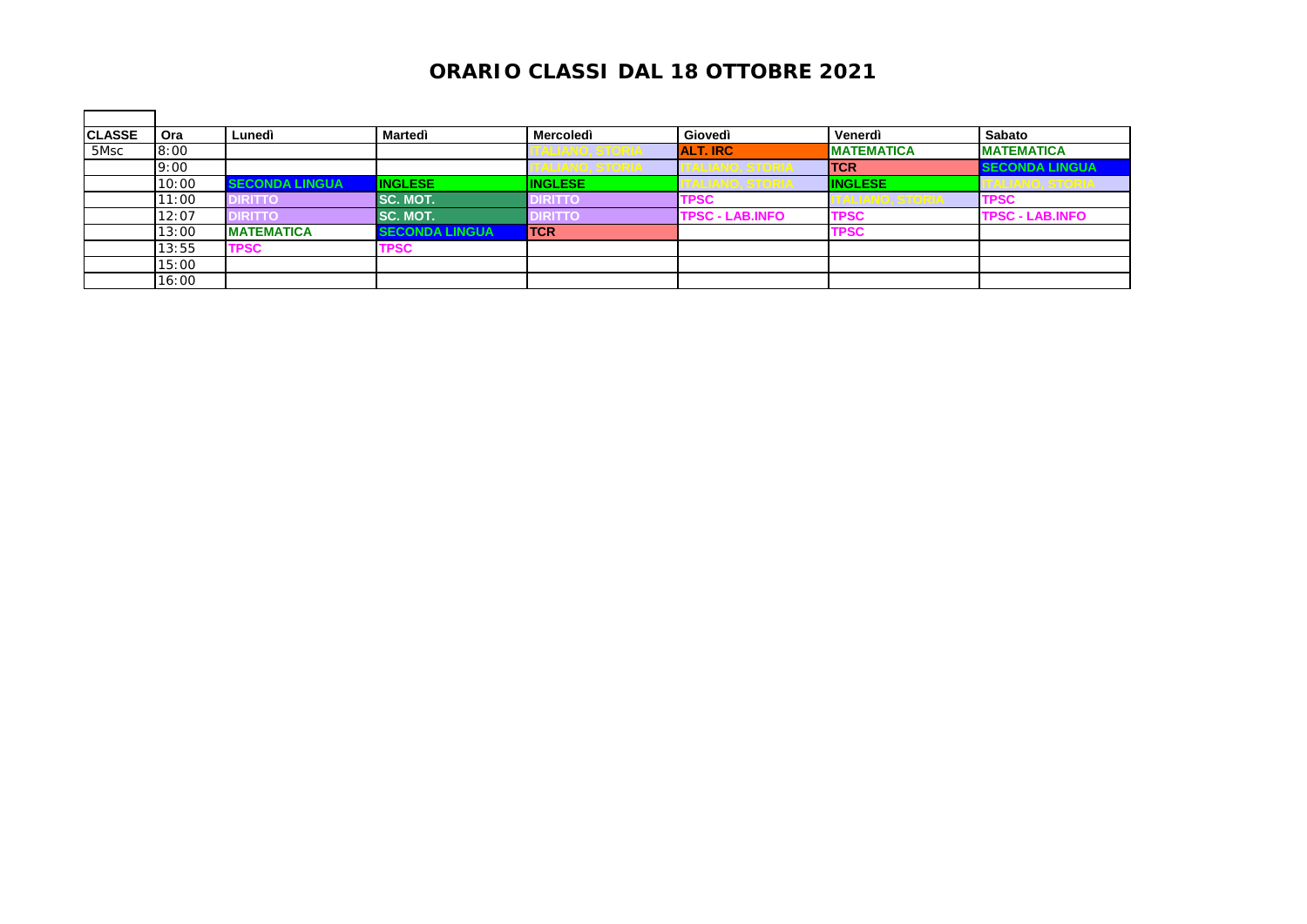# ORARIO CLASSI DAL 18 OTTOBRE 2021

| CLASSE | Ora | Lunedì | Martedì | Mercoledì | Giovedì | Venerdì | Sabato |
|---|---|---|---|---|---|---|---|
| 5Msc | 8:00 | | | ITALIANO, STORIA | ALT. IRC | MATEMATICA | MATEMATICA |
| | 9:00 | | | ITALIANO, STORIA | ITALIANO, STORIA | TCR | SECONDA LINGUA |
| | 10:00 | SECONDA LINGUA | INGLESE | INGLESE | ITALIANO, STORIA | INGLESE | ITALIANO, STORIA |
| | 11:00 | DIRITTO | SC. MOT. | DIRITTO | TPSC | ITALIANO, STORIA | TPSC |
| | 12:07 | DIRITTO | SC. MOT. | DIRITTO | TPSC - LAB.INFO | TPSC | TPSC - LAB.INFO |
| | 13:00 | MATEMATICA | SECONDA LINGUA | TCR | | TPSC | |
| | 13:55 | TPSC | TPSC | | | | |
| | 15:00 | | | | | | |
| | 16:00 | | | | | | |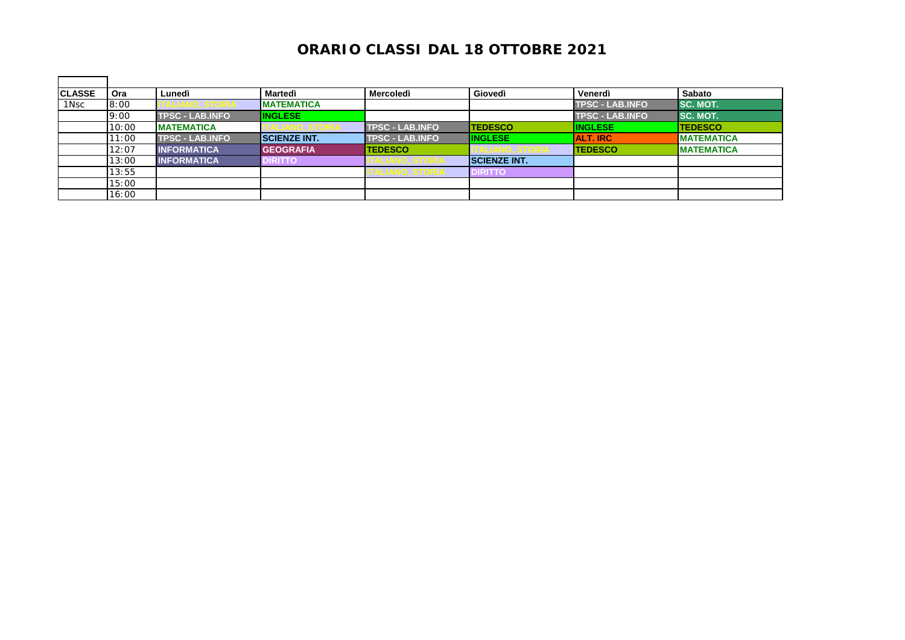# ORARIO CLASSI DAL 18 OTTOBRE 2021

| CLASSE | Ora | Lunedì | Martedì | Mercoledì | Giovedì | Venerdì | Sabato |
|---|---|---|---|---|---|---|---|
| 1Nsc | 8:00 | ITALIANO, STORIA | MATEMATICA | | | TPSC - LAB.INFO | SC. MOT. |
| | 9:00 | TPSC - LAB.INFO | INGLESE | | | TPSC - LAB.INFO | SC. MOT. |
| | 10:00 | MATEMATICA | ITALIANO, STORIA | TPSC - LAB.INFO | TEDESCO | INGLESE | TEDESCO |
| | 11:00 | TPSC - LAB.INFO | SCIENZE INT. | TPSC - LAB.INFO | INGLESE | ALT. IRC | MATEMATICA |
| | 12:07 | INFORMATICA | GEOGRAFIA | TEDESCO | ITALIANO, STORIA | TEDESCO | MATEMATICA |
| | 13:00 | INFORMATICA | DIRITTO | ITALIANO, STORIA | SCIENZE INT. | | |
| | 13:55 | | | ITALIANO, STORIA | DIRITTO | | |
| | 15:00 | | | | | | |
| | 16:00 | | | | | | |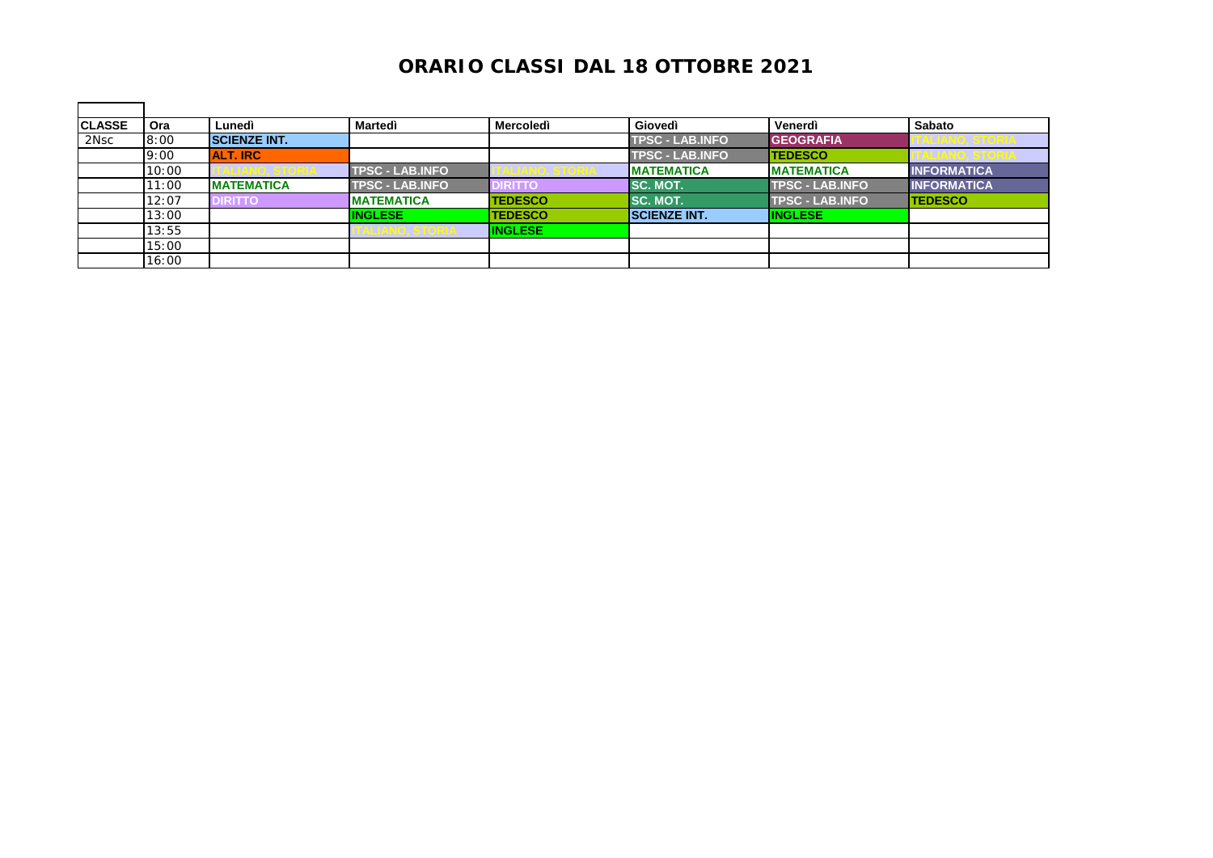# ORARIO CLASSI DAL 18 OTTOBRE 2021

| CLASSE | Ora | Lunedì | Martedì | Mercoledì | Giovedì | Venerdì | Sabato |
|---|---|---|---|---|---|---|---|
| 2Nsc | 8:00 | SCIENZE INT. | | | TPSC - LAB.INFO | GEOGRAFIA | ITALIANO, STORIA |
| | 9:00 | ALT. IRC | | | TPSC - LAB.INFO | TEDESCO | ITALIANO, STORIA |
| | 10:00 | ITALIANO, STORIA | TPSC - LAB.INFO | ITALIANO, STORIA | MATEMATICA | MATEMATICA | INFORMATICA |
| | 11:00 | MATEMATICA | TPSC - LAB.INFO | DIRITTO | SC. MOT. | TPSC - LAB.INFO | INFORMATICA |
| | 12:07 | DIRITTO | MATEMATICA | TEDESCO | SC. MOT. | TPSC - LAB.INFO | TEDESCO |
| | 13:00 | | INGLESE | TEDESCO | SCIENZE INT. | INGLESE | |
| | 13:55 | | ITALIANO, STORIA | INGLESE | | | |
| | 15:00 | | | | | | |
| | 16:00 | | | | | | |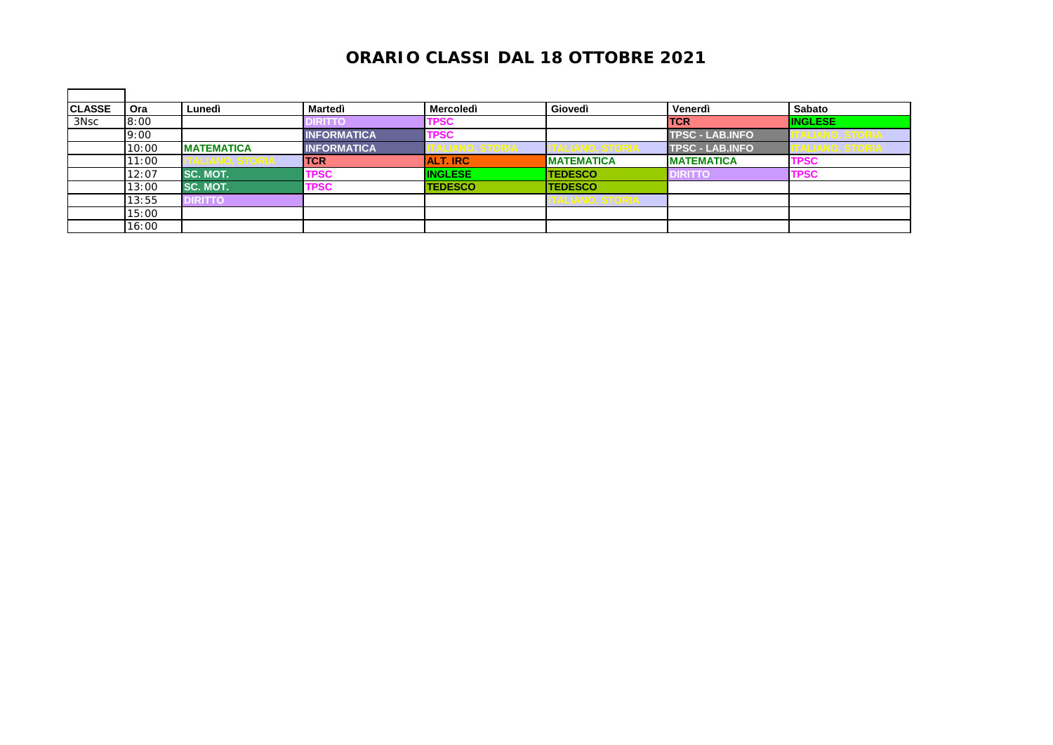# ORARIO CLASSI DAL 18 OTTOBRE 2021

| CLASSE | Ora | Lunedì | Martedì | Mercoledì | Giovedì | Venerdì | Sabato |
|---|---|---|---|---|---|---|---|
| 3Nsc | 8:00 | | DIRITTO | TPSC | | TCR | INGLESE |
| | 9:00 | | INFORMATICA | TPSC | | TPSC - LAB.INFO | ITALIANO, STORIA |
| | 10:00 | MATEMATICA | INFORMATICA | ITALIANO, STORIA | ITALIANO, STORIA | TPSC - LAB.INFO | ITALIANO, STORIA |
| | 11:00 | ITALIANO, STORIA | TCR | ALT. IRC | MATEMATICA | MATEMATICA | TPSC |
| | 12:07 | SC. MOT. | TPSC | INGLESE | TEDESCO | DIRITTO | TPSC |
| | 13:00 | SC. MOT. | TPSC | TEDESCO | TEDESCO | | |
| | 13:55 | DIRITTO | | | ITALIANO, STORIA | | |
| | 15:00 | | | | | | |
| | 16:00 | | | | | | |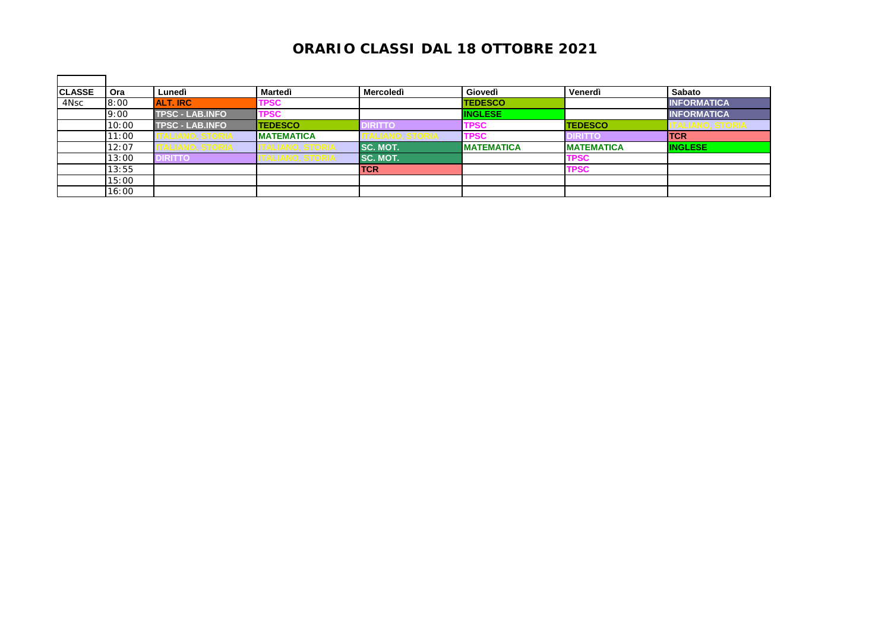# ORARIO CLASSI DAL 18 OTTOBRE 2021

| CLASSE | Ora | Lunedì | Martedì | Mercoledì | Giovedì | Venerdì | Sabato |
|---|---|---|---|---|---|---|---|
| 4Nsc | 8:00 | ALT. IRC | TPSC | | TEDESCO | | INFORMATICA |
| | 9:00 | TPSC - LAB.INFO | TPSC | | INGLESE | | INFORMATICA |
| | 10:00 | TPSC - LAB.INFO | TEDESCO | DIRITTO | TPSC | TEDESCO | ITALIANO, STORIA |
| | 11:00 | ITALIANO, STORIA | MATEMATICA | ITALIANO, STORIA | TPSC | DIRITTO | TCR |
| | 12:07 | ITALIANO, STORIA | ITALIANO, STORIA | SC. MOT. | MATEMATICA | MATEMATICA | INGLESE |
| | 13:00 | DIRITTO | ITALIANO, STORIA | SC. MOT. | | TPSC | |
| | 13:55 | | | TCR | | TPSC | |
| | 15:00 | | | | | | |
| | 16:00 | | | | | | |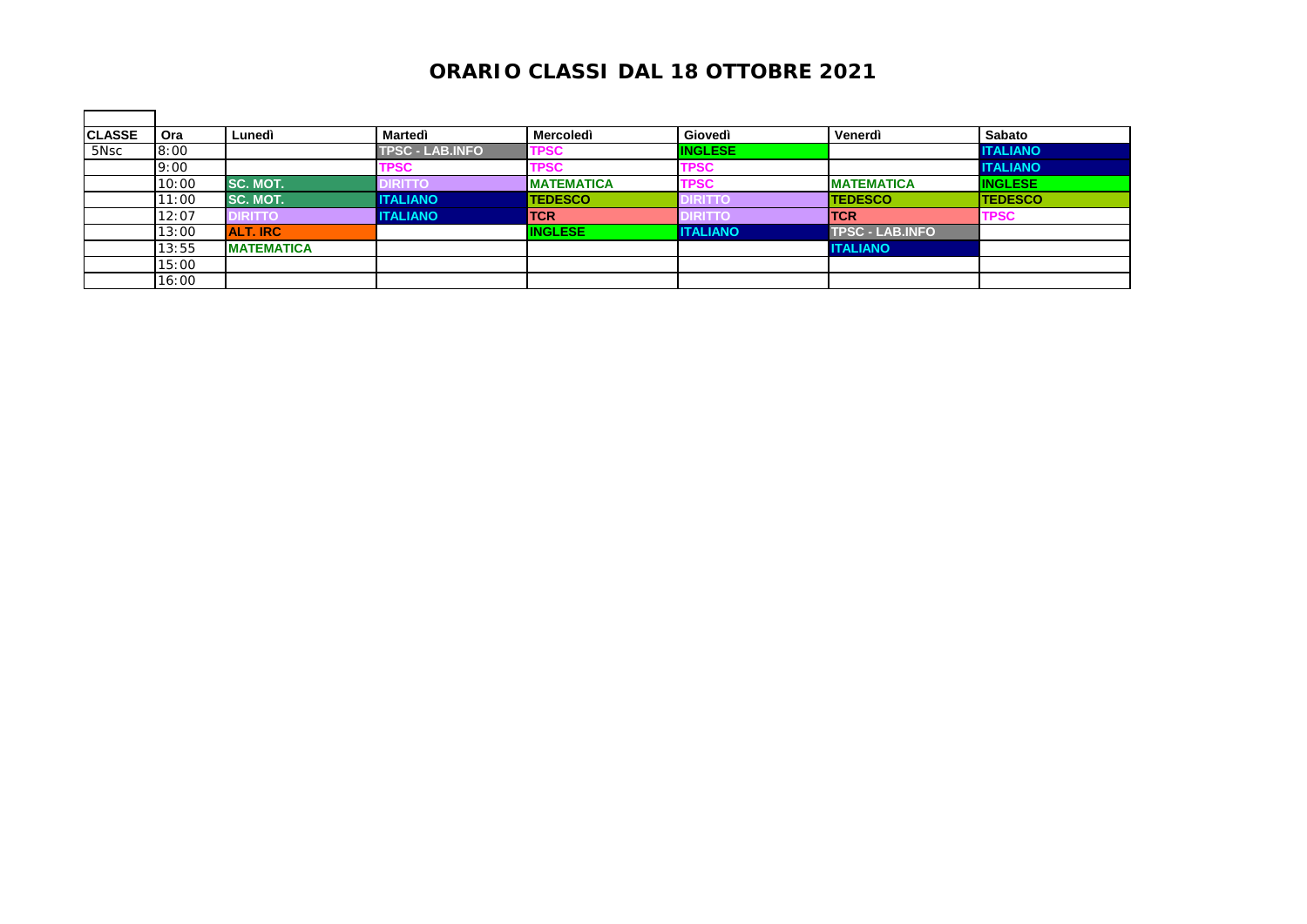# ORARIO CLASSI DAL 18 OTTOBRE 2021

| CLASSE | Ora | Lunedì | Martedì | Mercoledì | Giovedì | Venerdì | Sabato |
|---|---|---|---|---|---|---|---|
| 5Nsc | 8:00 | | TPSC - LAB.INFO | TPSC | INGLESE | | ITALIANO |
| | 9:00 | | TPSC | TPSC | TPSC | | ITALIANO |
| | 10:00 | SC. MOT. | DIRITTO | MATEMATICA | TPSC | MATEMATICA | INGLESE |
| | 11:00 | SC. MOT. | ITALIANO | TEDESCO | DIRITTO | TEDESCO | TEDESCO |
| | 12:07 | DIRITTO | ITALIANO | TCR | DIRITTO | TCR | TPSC |
| | 13:00 | ALT. IRC | | INGLESE | ITALIANO | TPSC - LAB.INFO | |
| | 13:55 | MATEMATICA | | | | ITALIANO | |
| | 15:00 | | | | | | |
| | 16:00 | | | | | | |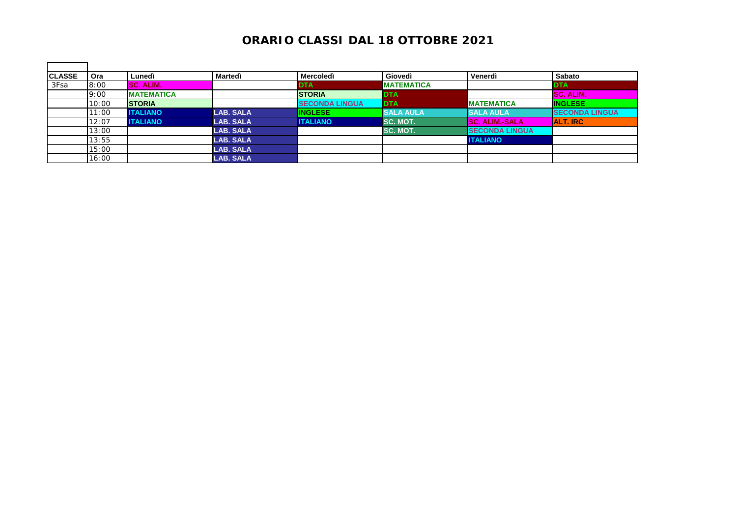# ORARIO CLASSI DAL 18 OTTOBRE 2021

| CLASSE | Ora | Lunedì | Martedì | Mercoledì | Giovedì | Venerdì | Sabato |
|---|---|---|---|---|---|---|---|
| 3Fsa | 8:00 | SC. ALIM. | | DTA | MATEMATICA | | DTA |
| | 9:00 | MATEMATICA | | STORIA | DTA | | SC. ALIM. |
| | 10:00 | STORIA | | SECONDA LINGUA | DTA | MATEMATICA | INGLESE |
| | 11:00 | ITALIANO | LAB. SALA | INGLESE | SALA AULA | SALA AULA | SECONDA LINGUA |
| | 12:07 | ITALIANO | LAB. SALA | ITALIANO | SC. MOT. | SC. ALIM.-SALA | ALT. IRC |
| | 13:00 | | LAB. SALA | | SC. MOT. | SECONDA LINGUA | |
| | 13:55 | | LAB. SALA | | | ITALIANO | |
| | 15:00 | | LAB. SALA | | | | |
| | 16:00 | | LAB. SALA | | | | |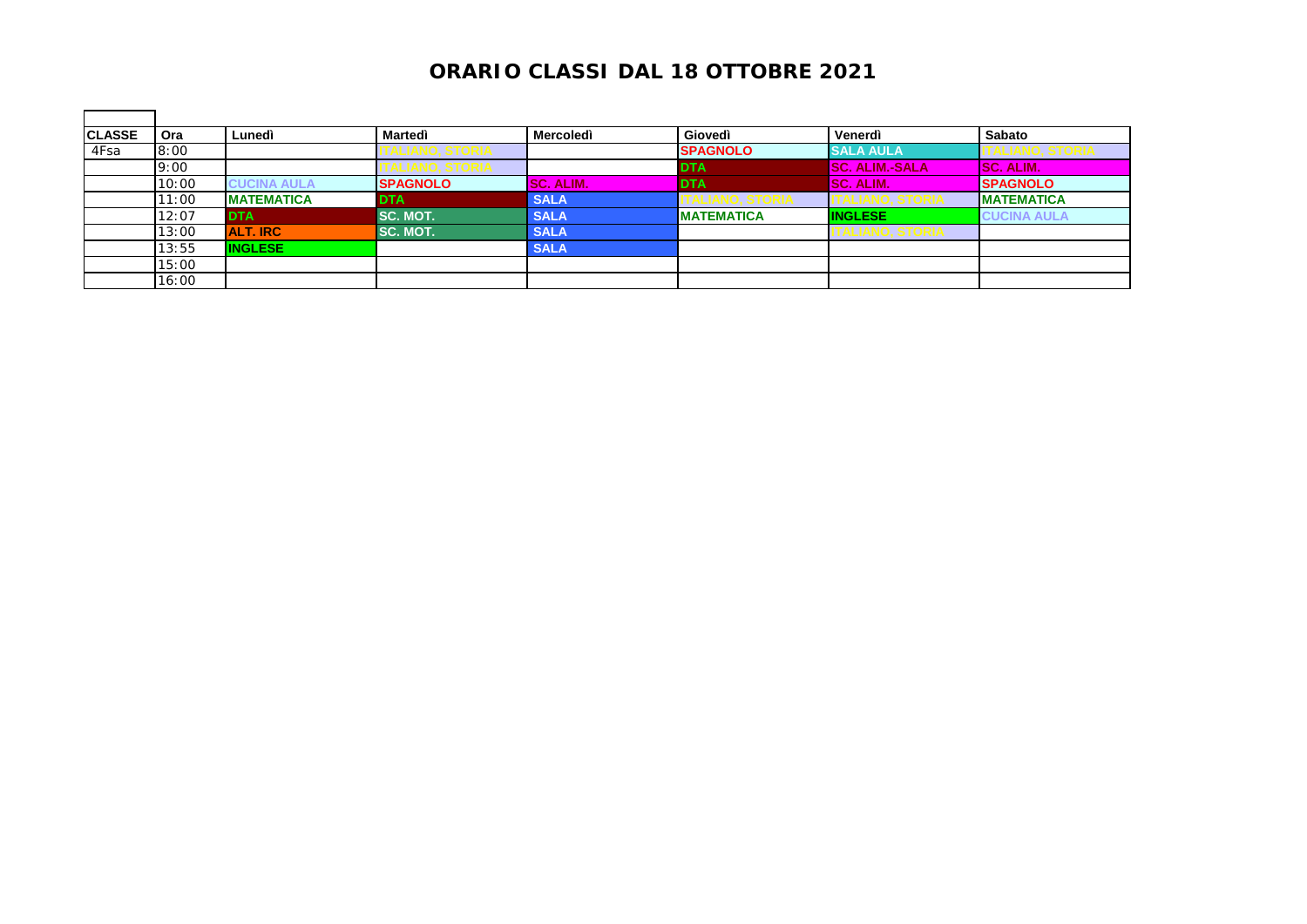# ORARIO CLASSI DAL 18 OTTOBRE 2021

| CLASSE | Ora | Lunedì | Martedì | Mercoledì | Giovedì | Venerdì | Sabato |
|---|---|---|---|---|---|---|---|
| 4Fsa | 8:00 | | ITALIANO, STORIA | | SPAGNOLO | SALA AULA | ITALIANO, STORIA |
| | 9:00 | | ITALIANO, STORIA | | DTA | SC. ALIM.-SALA | SC. ALIM. |
| | 10:00 | CUCINA AULA | SPAGNOLO | SC. ALIM. | DTA | SC. ALIM. | SPAGNOLO |
| | 11:00 | MATEMATICA | DTA | SALA | ITALIANO, STORIA | ITALIANO, STORIA | MATEMATICA |
| | 12:07 | DTA | SC. MOT. | SALA | MATEMATICA | INGLESE | CUCINA AULA |
| | 13:00 | ALT. IRC | SC. MOT. | SALA | | ITALIANO, STORIA | |
| | 13:55 | INGLESE | | SALA | | | |
| | 15:00 | | | | | | |
| | 16:00 | | | | | | |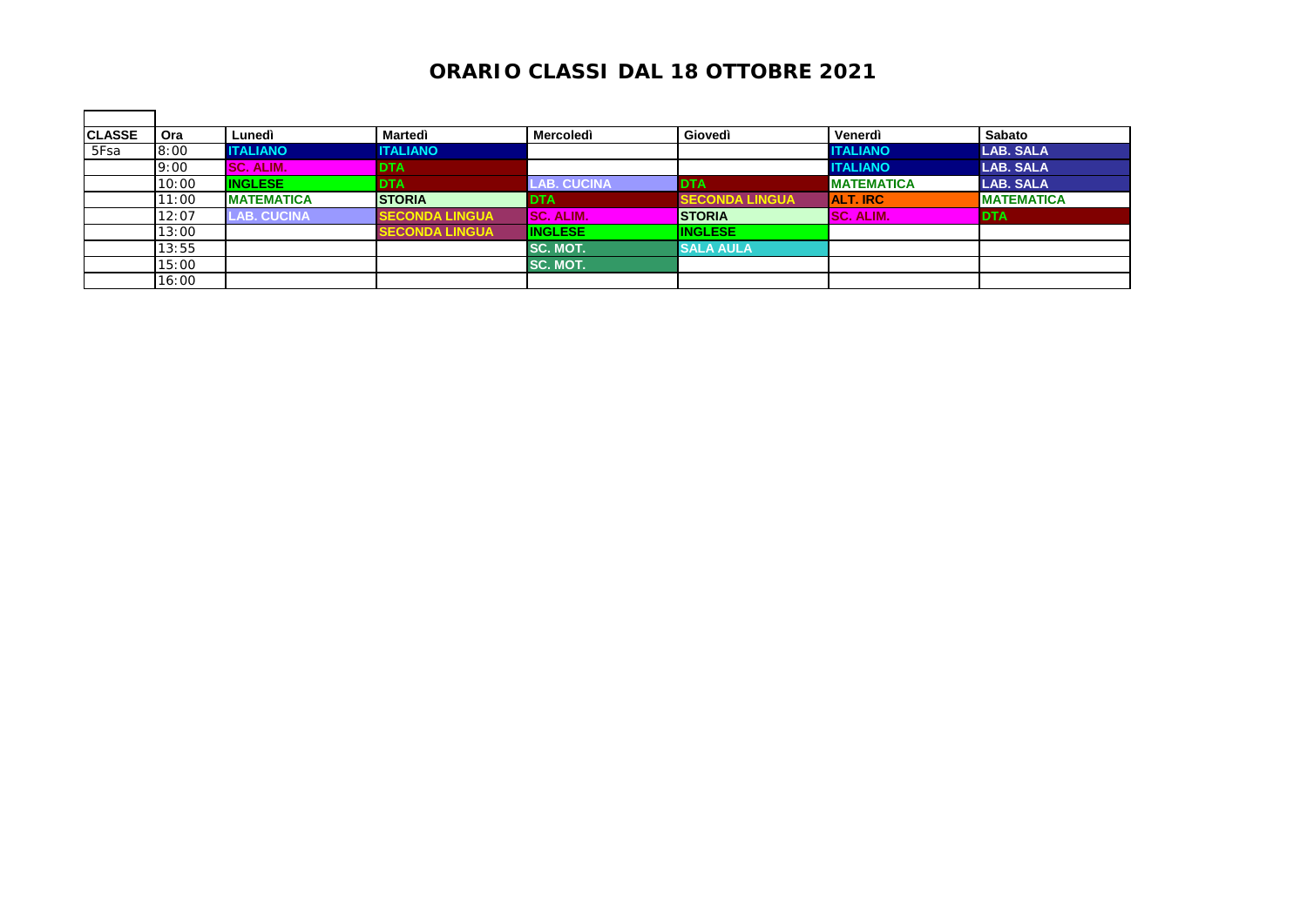# ORARIO CLASSI DAL 18 OTTOBRE 2021

| CLASSE | Ora | Lunedì | Martedì | Mercoledì | Giovedì | Venerdì | Sabato |
|---|---|---|---|---|---|---|---|
| 5Fsa | 8:00 | ITALIANO | ITALIANO | | | ITALIANO | LAB. SALA |
| | 9:00 | SC. ALIM. | DTA | | | ITALIANO | LAB. SALA |
| | 10:00 | INGLESE | DTA | LAB. CUCINA | DTA | MATEMATICA | LAB. SALA |
| | 11:00 | MATEMATICA | STORIA | DTA | SECONDA LINGUA | ALT. IRC | MATEMATICA |
| | 12:07 | LAB. CUCINA | SECONDA LINGUA | SC. ALIM. | STORIA | SC. ALIM. | DTA |
| | 13:00 | | SECONDA LINGUA | INGLESE | INGLESE | | |
| | 13:55 | | | SC. MOT. | SALA AULA | | |
| | 15:00 | | | SC. MOT. | | | |
| | 16:00 | | | | | | |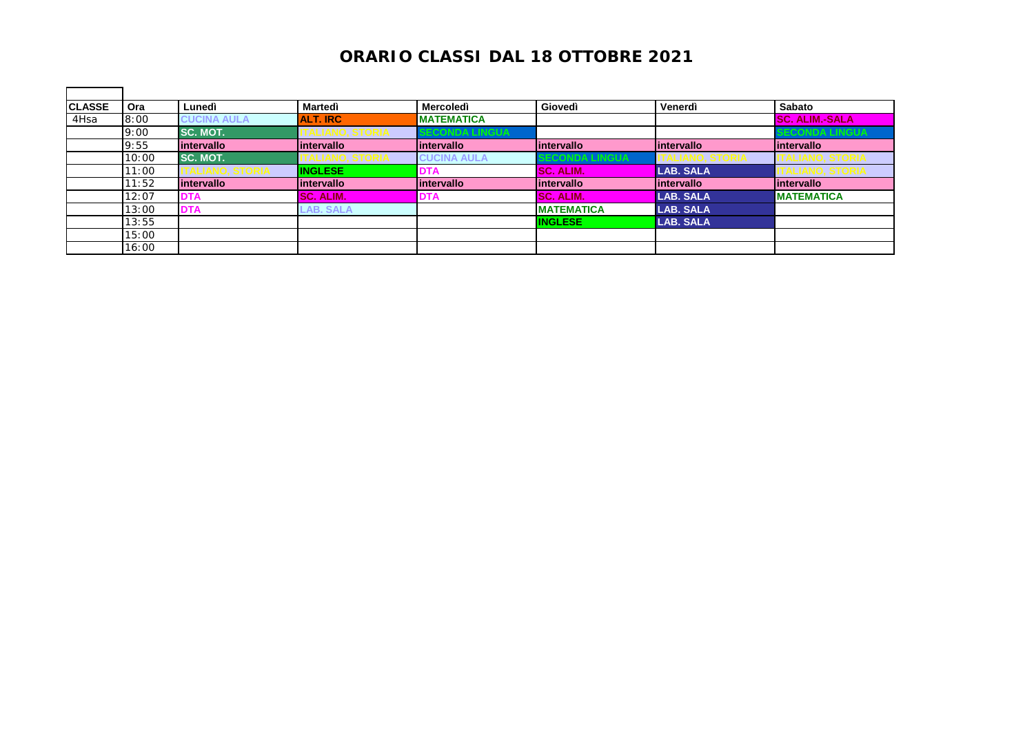# ORARIO CLASSI DAL 18 OTTOBRE 2021

| CLASSE | Ora | Lunedì | Martedì | Mercoledì | Giovedì | Venerdì | Sabato |
|---|---|---|---|---|---|---|---|
| 4Hsa | 8:00 | CUCINA AULA | ALT. IRC | MATEMATICA | | | SC. ALIM.-SALA |
| | 9:00 | SC. MOT. | ITALIANO, STORIA | SECONDA LINGUA | | | SECONDA LINGUA |
| | 9:55 | intervallo | intervallo | intervallo | intervallo | intervallo | intervallo |
| | 10:00 | SC. MOT. | ITALIANO, STORIA | CUCINA AULA | SECONDA LINGUA | ITALIANO, STORIA | ITALIANO, STORIA |
| | 11:00 | ITALIANO, STORIA | INGLESE | DTA | SC. ALIM. | LAB. SALA | ITALIANO, STORIA |
| | 11:52 | intervallo | intervallo | intervallo | intervallo | intervallo | intervallo |
| | 12:07 | DTA | SC. ALIM. | DTA | SC. ALIM. | LAB. SALA | MATEMATICA |
| | 13:00 | DTA | LAB. SALA | | MATEMATICA | LAB. SALA | |
| | 13:55 | | | | INGLESE | LAB. SALA | |
| | 15:00 | | | | | | |
| | 16:00 | | | | | | |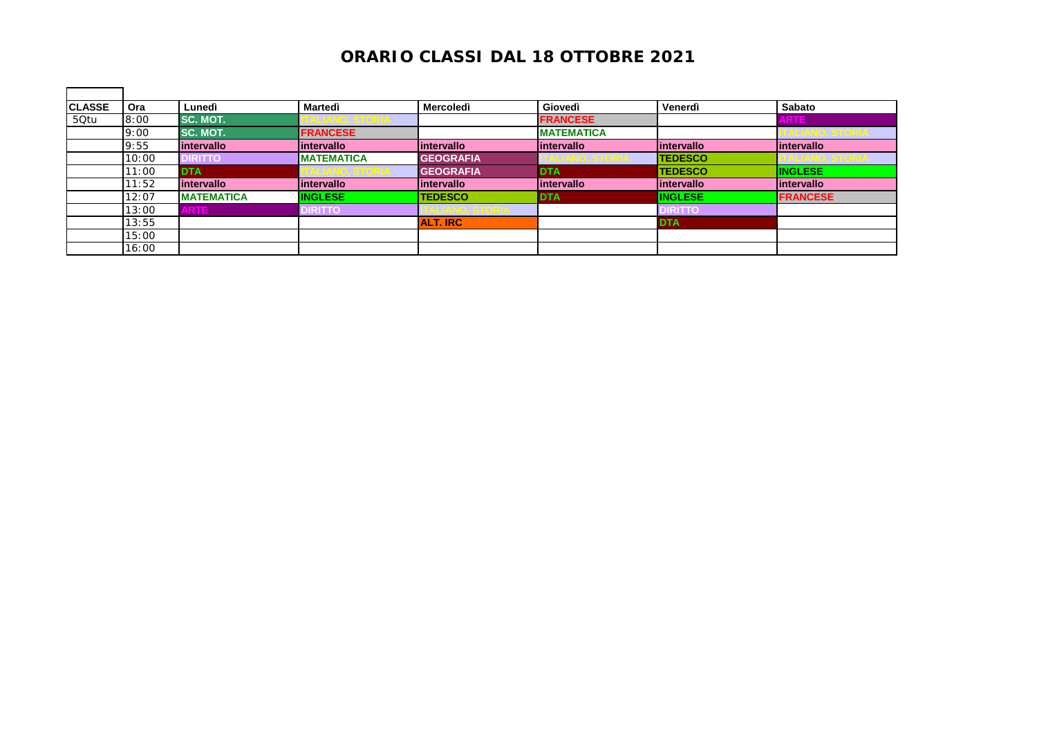# ORARIO CLASSI DAL 18 OTTOBRE 2021

| CLASSE | Ora | Lunedì | Martedì | Mercoledì | Giovedì | Venerdì | Sabato |
|---|---|---|---|---|---|---|---|
| 5Qtu | 8:00 | SC. MOT. | ITALIANO, STORIA | | FRANCESE | | ARTE |
| | 9:00 | SC. MOT. | FRANCESE | | MATEMATICA | | ITALIANO, STORIA |
| | 9:55 | intervallo | intervallo | intervallo | intervallo | intervallo | intervallo |
| | 10:00 | DIRITTO | MATEMATICA | GEOGRAFIA | ITALIANO, STORIA | TEDESCO | ITALIANO, STORIA |
| | 11:00 | DTA | ITALIANO, STORIA | GEOGRAFIA | DTA | TEDESCO | INGLESE |
| | 11:52 | intervallo | intervallo | intervallo | intervallo | intervallo | intervallo |
| | 12:07 | MATEMATICA | INGLESE | TEDESCO | DTA | INGLESE | FRANCESE |
| | 13:00 | ARTE | DIRITTO | ITALIANO, STORIA | | DIRITTO | |
| | 13:55 | | | ALT. IRC | | DTA | |
| | 15:00 | | | | | | |
| | 16:00 | | | | | | |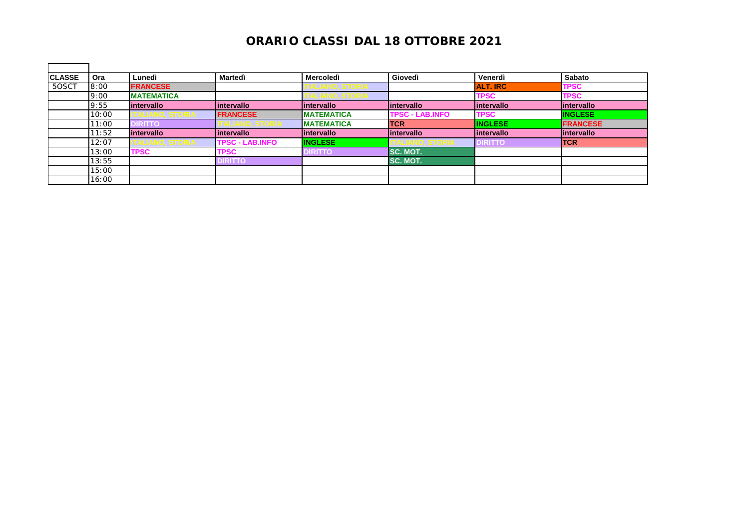# ORARIO CLASSI DAL 18 OTTOBRE 2021

| CLASSE | Ora | Lunedì | Martedì | Mercoledì | Giovedì | Venerdì | Sabato |
|---|---|---|---|---|---|---|---|
| 5OSCT | 8:00 | FRANCESE | | ITALIANO, STORIA | | ALT. IRC | TPSC |
| | 9:00 | MATEMATICA | | ITALIANO, STORIA | | TPSC | TPSC |
| | 9:55 | intervallo | intervallo | intervallo | intervallo | intervallo | intervallo |
| | 10:00 | ITALIANO, STORIA | FRANCESE | MATEMATICA | TPSC - LAB.INFO | TPSC | INGLESE |
| | 11:00 | DIRITTO | ITALIANO, STORIA | MATEMATICA | TCR | INGLESE | FRANCESE |
| | 11:52 | intervallo | intervallo | intervallo | intervallo | intervallo | intervallo |
| | 12:07 | ITALIANO, STORIA | TPSC - LAB.INFO | INGLESE | ITALIANO, STORIA | DIRITTO | TCR |
| | 13:00 | TPSC | TPSC | DIRITTO | SC. MOT. | | |
| | 13:55 | | DIRITTO | | SC. MOT. | | |
| | 15:00 | | | | | | |
| | 16:00 | | | | | | |